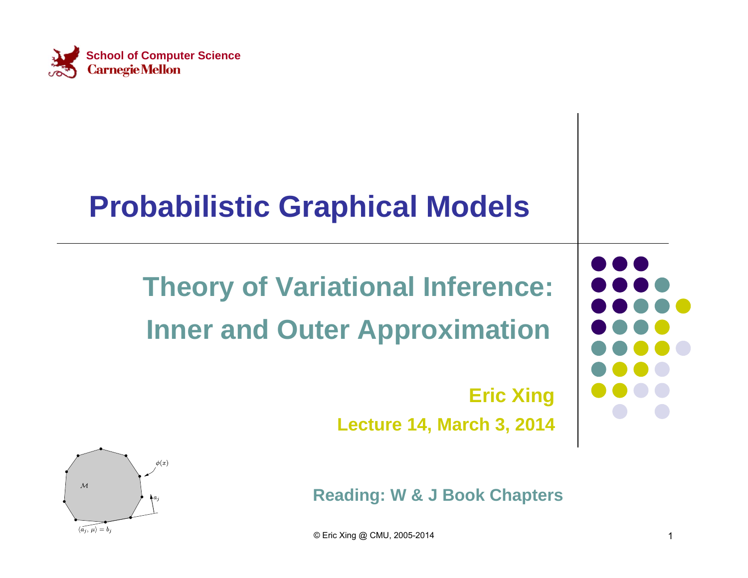School of Computer Science
Carnegie Mellon

# Probabilistic Graphical Models

## Theory of Variational Inference: Inner and Outer Approximation

**Eric Xing**

**Lecture 14, March 3, 2014**

**Reading: W & J Book Chapters**

© Eric Xing @ CMU, 2005-2014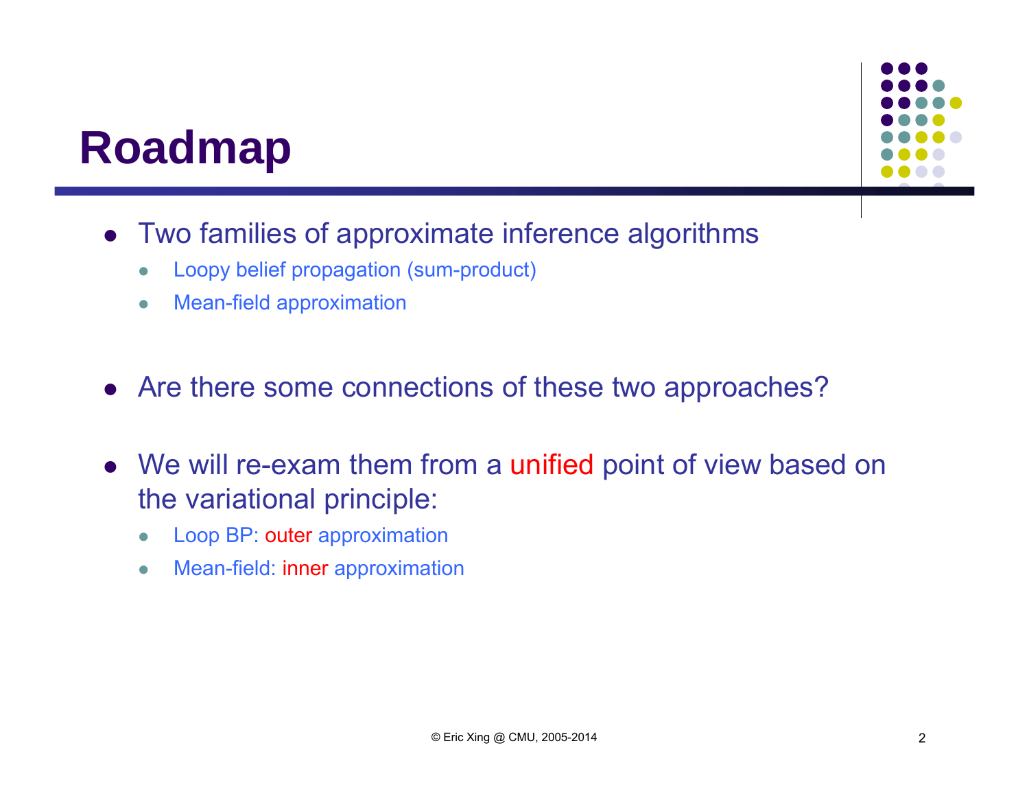# Roadmap

- Two families of approximate inference algorithms
  - Loopy belief propagation (sum-product)
  - Mean-field approximation

- Are there some connections of these two approaches?

- We will re-exam them from a unified point of view based on the variational principle:
  - Loop BP: outer approximation
  - Mean-field: inner approximation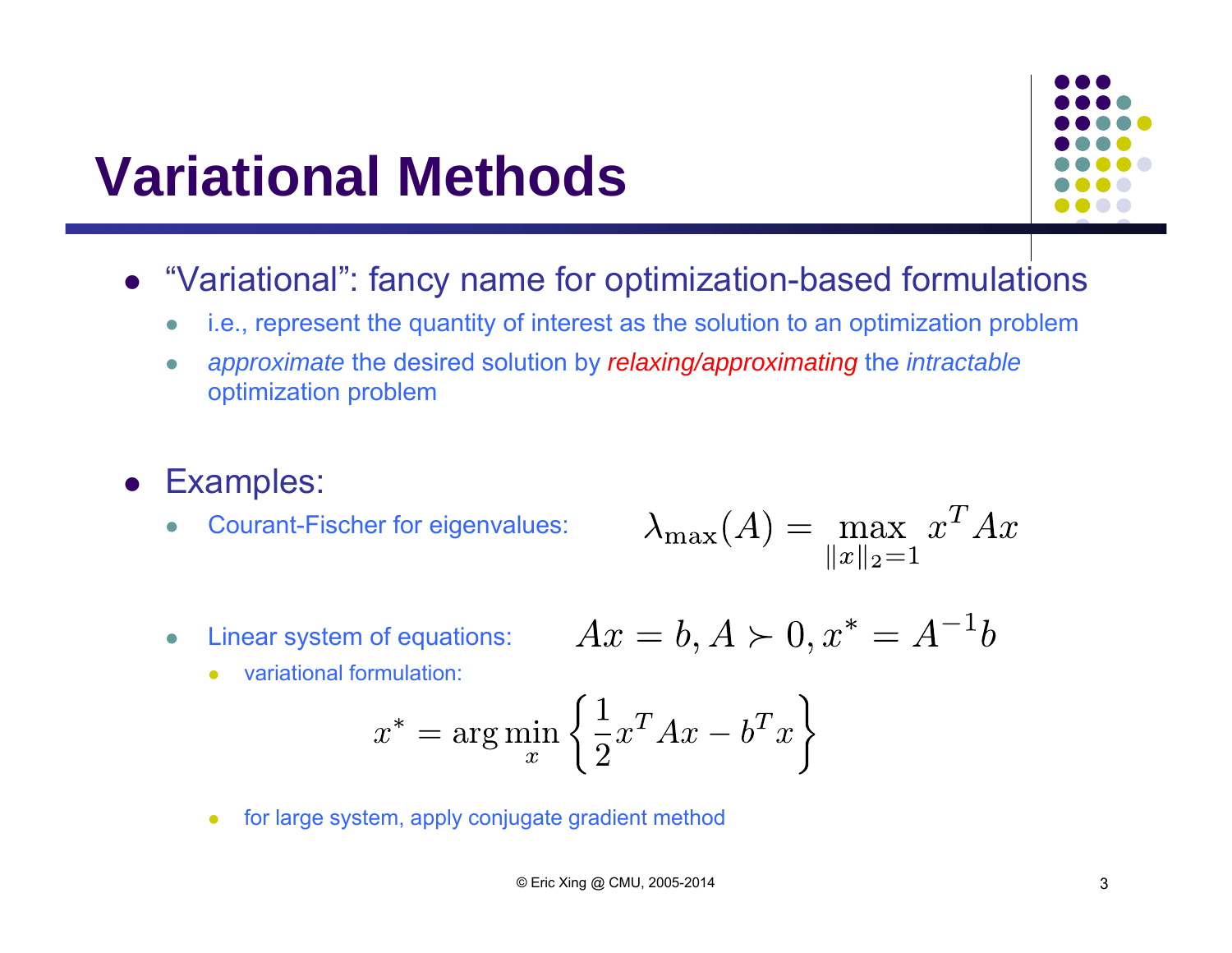# Variational Methods

- "Variational": fancy name for optimization-based formulations
  - i.e., represent the quantity of interest as the solution to an optimization problem
  - *approximate* the desired solution by *relaxing/approximating* the *intractable* optimization problem

- Examples:
  - Courant-Fischer for eigenvalues: $$\lambda_{\max}(A) = \max_{\|x\|_2=1} x^T A x$$
  - Linear system of equations: $$Ax = b, A \succ 0, x^* = A^{-1}b$$
    - variational formulation:

$$x^* = \arg\min_{x} \left\{ \frac{1}{2} x^T A x - b^T x \right\}$$

    - for large system, apply conjugate gradient method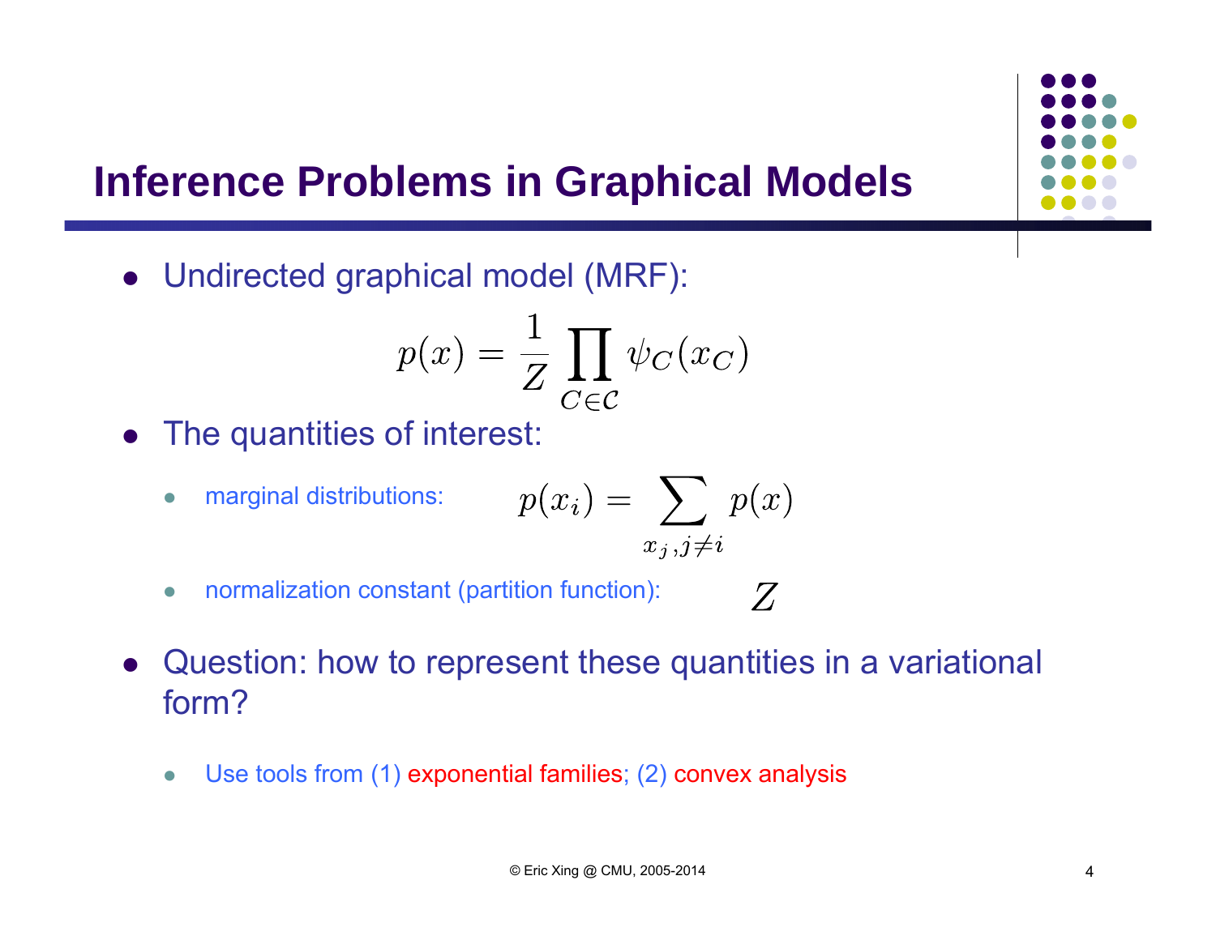# Inference Problems in Graphical Models

- Undirected graphical model (MRF):

$$p(x) = \frac{1}{Z} \prod_{C \in \mathcal{C}} \psi_C(x_C)$$

- The quantities of interest:
  - marginal distributions: $$p(x_i) = \sum_{x_j, j \neq i} p(x)$$
  - normalization constant (partition function): $Z$

- Question: how to represent these quantities in a variational form?
  - Use tools from (1) exponential families; (2) convex analysis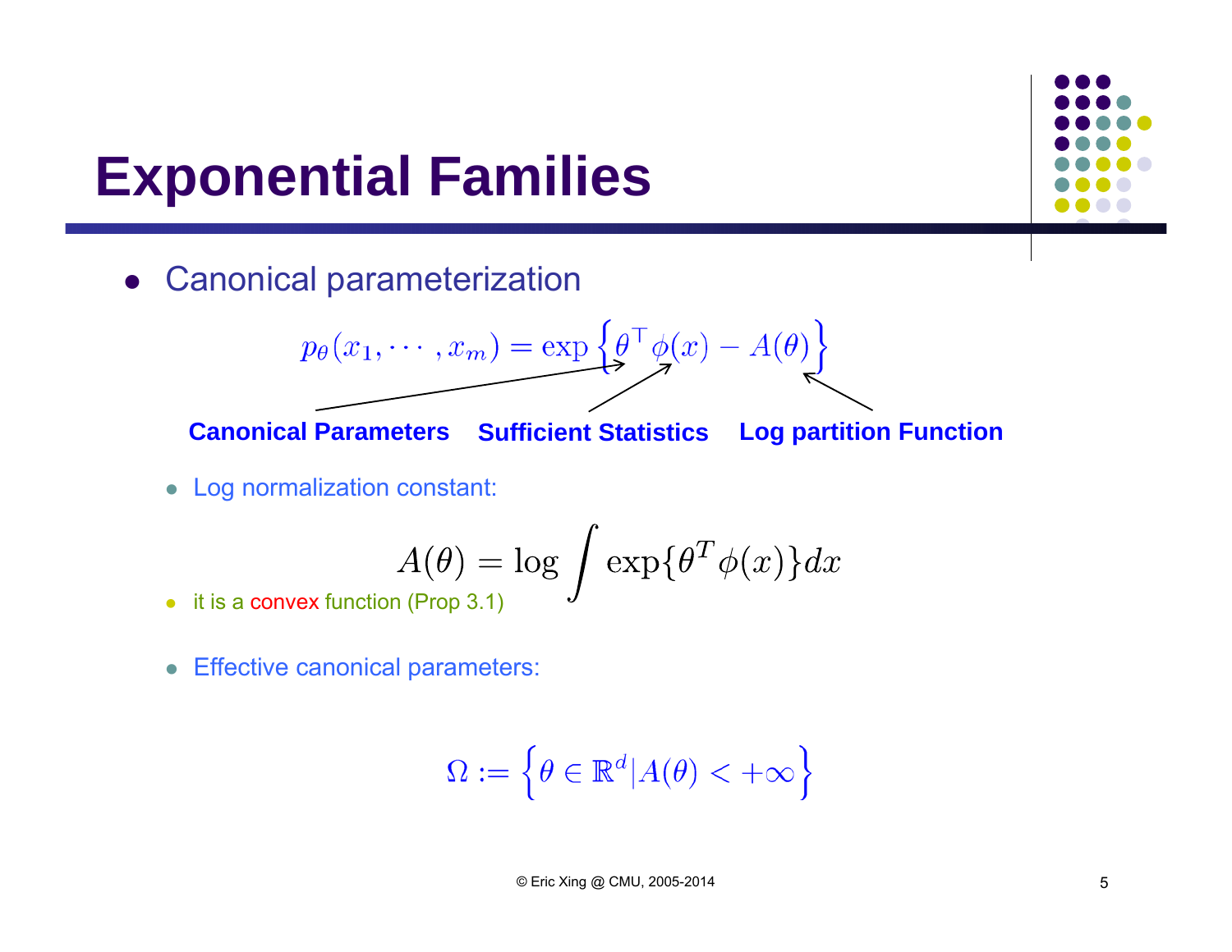# Exponential Families

- Canonical parameterization

$$p_\theta(x_1, \cdots, x_m) = \exp\left\{\theta^\top \phi(x) - A(\theta)\right\}$$

**Canonical Parameters** **Sufficient Statistics** **Log partition Function**

- Log normalization constant:

$$A(\theta) = \log \int \exp\{\theta^T \phi(x)\} dx$$

- it is a convex function (Prop 3.1)

- Effective canonical parameters:

$$\Omega := \left\{\theta \in \mathbb{R}^d | A(\theta) < +\infty\right\}$$

© Eric Xing @ CMU, 2005-2014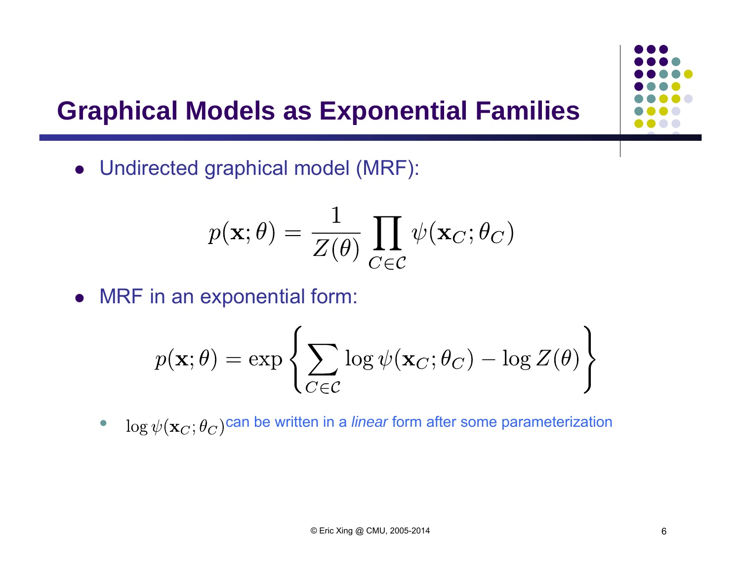# Graphical Models as Exponential Families

- Undirected graphical model (MRF):

$$p(\mathbf{x};\theta) = \frac{1}{Z(\theta)} \prod_{C \in \mathcal{C}} \psi(\mathbf{x}_C;\theta_C)$$

- MRF in an exponential form:

$$p(\mathbf{x};\theta) = \exp\left\{ \sum_{C \in \mathcal{C}} \log \psi(\mathbf{x}_C;\theta_C) - \log Z(\theta) \right\}$$

  - $\log \psi(\mathbf{x}_C;\theta_C)$ can be written in a *linear* form after some parameterization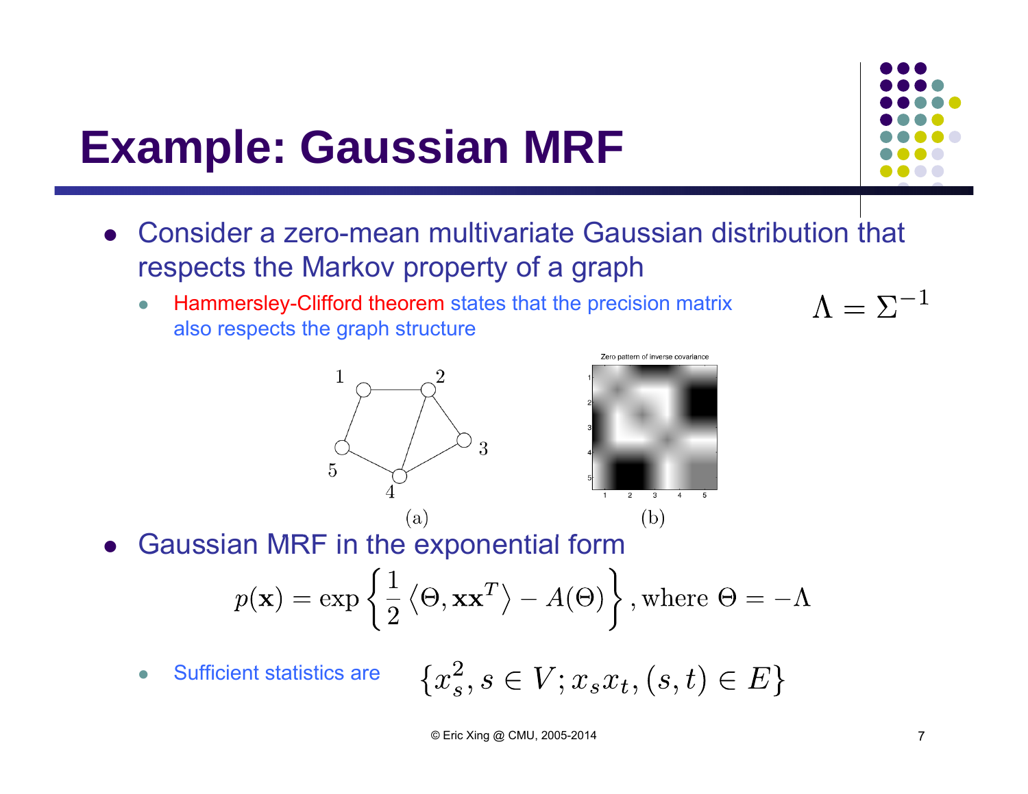# Example: Gaussian MRF

- Consider a zero-mean multivariate Gaussian distribution that respects the Markov property of a graph
  - Hammersley-Clifford theorem states that the precision matrix also respects the graph structure

$$\Lambda = \Sigma^{-1}$$

(a) (b)

- Gaussian MRF in the exponential form

$$p(\mathbf{x}) = \exp\left\{ \frac{1}{2} \left\langle \Theta, \mathbf{x}\mathbf{x}^T \right\rangle - A(\Theta) \right\}, \text{where } \Theta = -\Lambda$$

  - Sufficient statistics are $\{x_s^2, s \in V; x_s x_t, (s,t) \in E\}$

© Eric Xing @ CMU, 2005-2014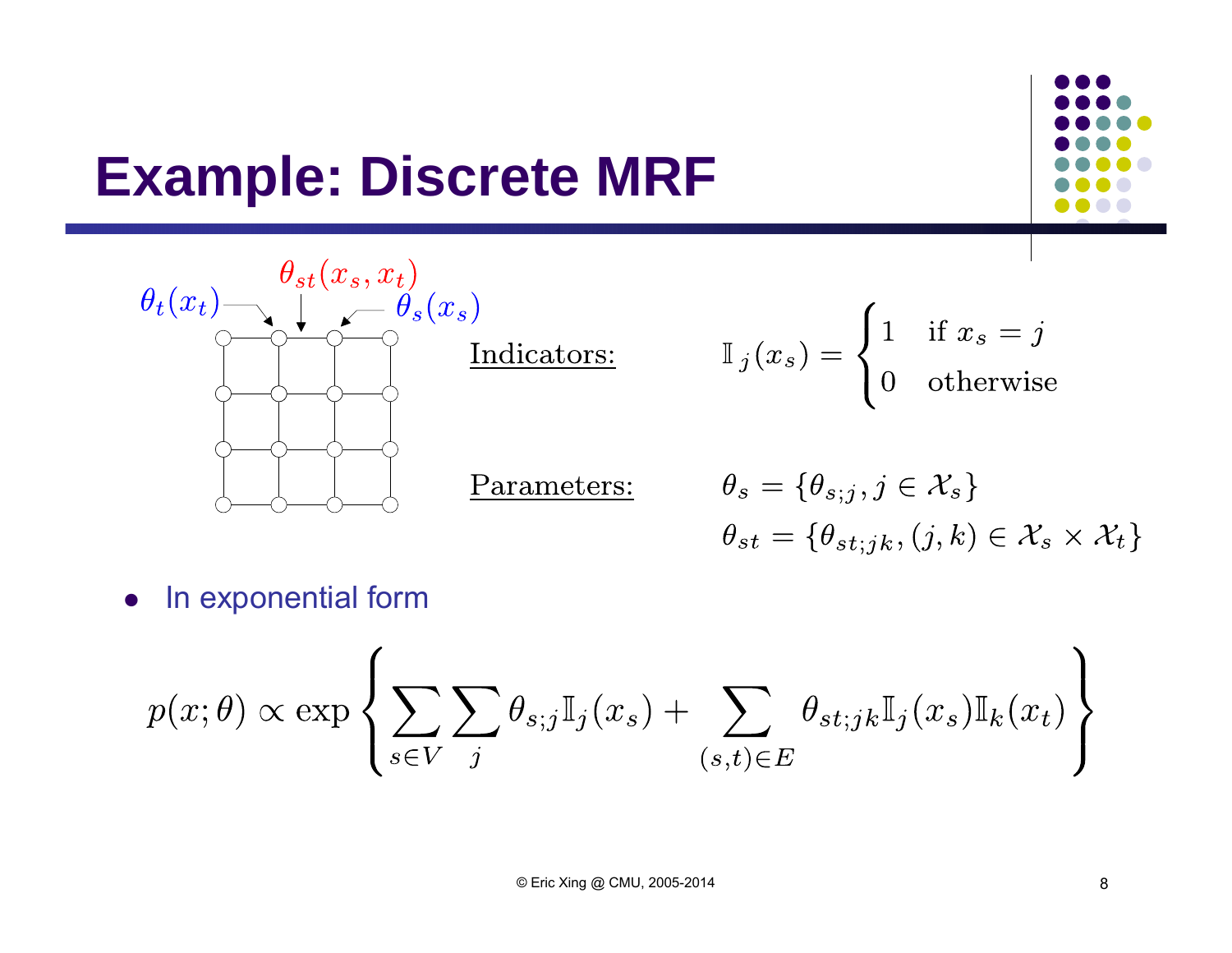# Example: Discrete MRF

$\theta_t(x_t)$ $\theta_{st}(x_s, x_t)$ $\theta_s(x_s)$

Indicators: $\mathbb{I}_j(x_s) = \begin{cases} 1 & \text{if } x_s = j \\ 0 & \text{otherwise} \end{cases}$

Parameters: $\theta_s = \{\theta_{s;j}, j \in \mathcal{X}_s\}$

$\theta_{st} = \{\theta_{st;jk}, (j,k) \in \mathcal{X}_s \times \mathcal{X}_t\}$

- In exponential form

$$p(x;\theta) \propto \exp\left\{ \sum_{s \in V} \sum_{j} \theta_{s;j} \mathbb{I}_j(x_s) + \sum_{(s,t) \in E} \theta_{st;jk} \mathbb{I}_j(x_s) \mathbb{I}_k(x_t) \right\}$$

© Eric Xing @ CMU, 2005-2014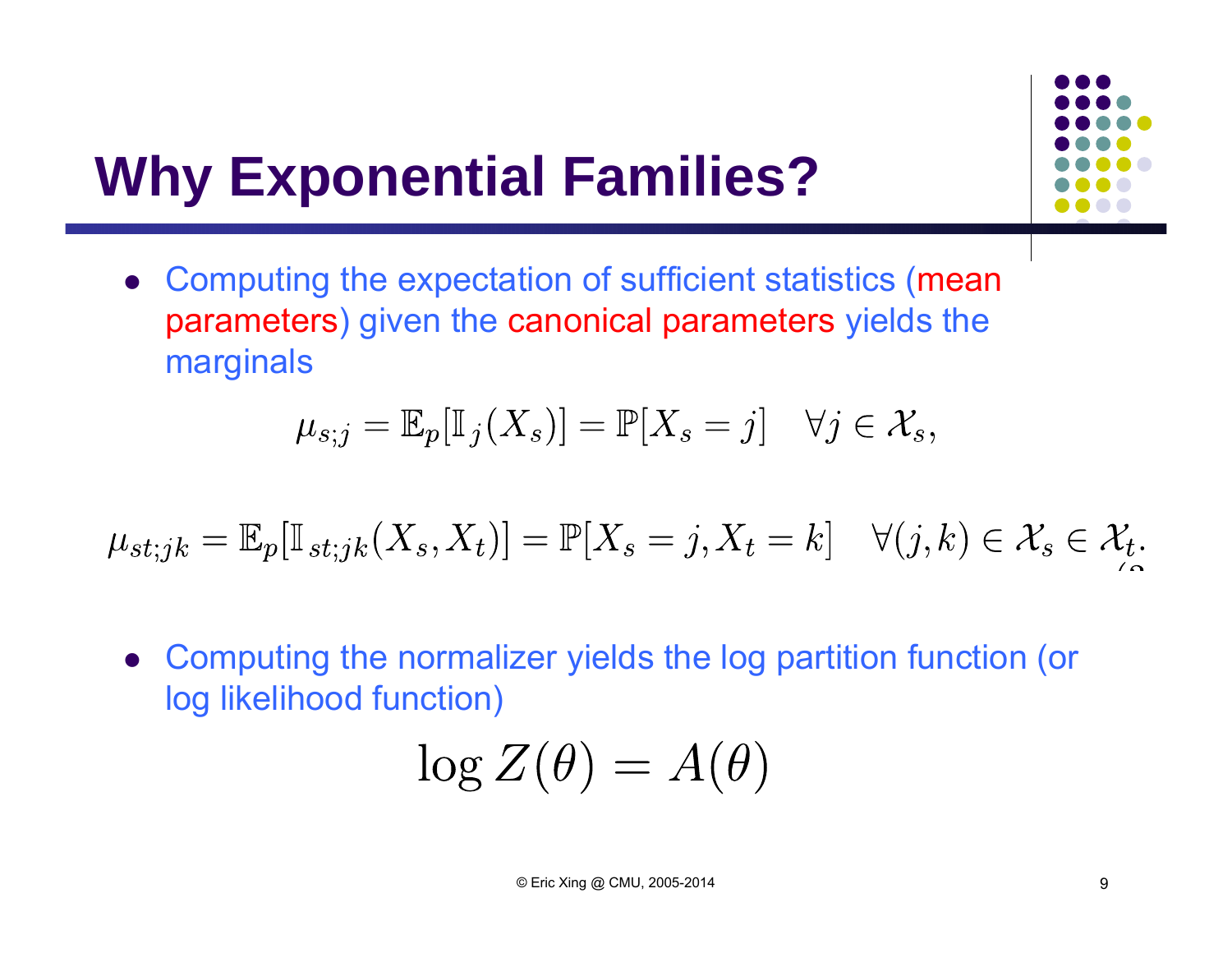# Why Exponential Families?

- Computing the expectation of sufficient statistics (mean parameters) given the canonical parameters yields the marginals

$$\mu_{s;j} = \mathbb{E}_p[\mathbb{I}_j(X_s)] = \mathbb{P}[X_s = j] \quad \forall j \in \mathcal{X}_s,$$

$$\mu_{st;jk} = \mathbb{E}_p[\mathbb{I}_{st;jk}(X_s, X_t)] = \mathbb{P}[X_s = j, X_t = k] \quad \forall (j,k) \in \mathcal{X}_s \in \mathcal{X}_t.$$

- Computing the normalizer yields the log partition function (or log likelihood function)

$$\log Z(\theta) = A(\theta)$$

© Eric Xing @ CMU, 2005-2014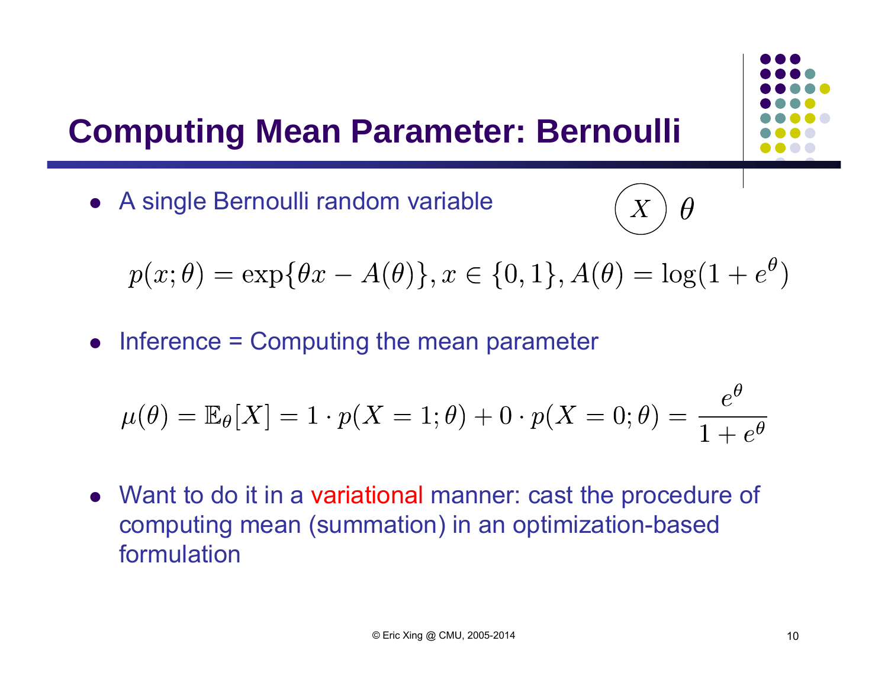# Computing Mean Parameter: Bernoulli

- A single Bernoulli random variable

$X$ $\theta$

$$p(x;\theta) = \exp\{\theta x - A(\theta)\}, x \in \{0,1\}, A(\theta) = \log(1 + e^{\theta})$$

- Inference = Computing the mean parameter

$$\mu(\theta) = \mathbb{E}_{\theta}[X] = 1 \cdot p(X = 1;\theta) + 0 \cdot p(X = 0;\theta) = \frac{e^{\theta}}{1 + e^{\theta}}$$

- Want to do it in a variational manner: cast the procedure of computing mean (summation) in an optimization-based formulation

© Eric Xing @ CMU, 2005-2014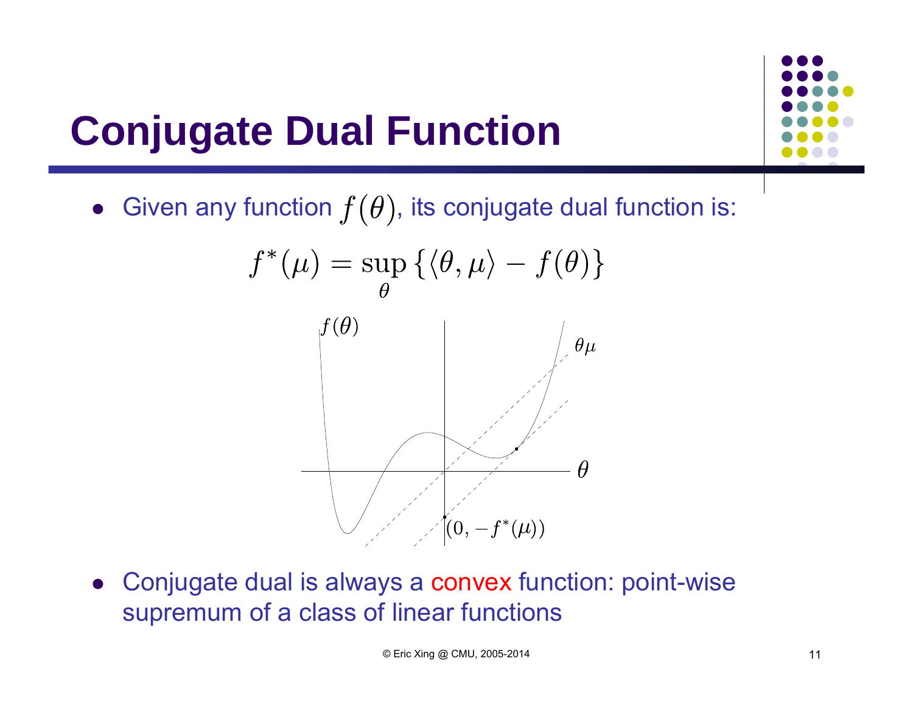# Conjugate Dual Function

- Given any function $f(\theta)$, its conjugate dual function is:

$$f^*(\mu) = \sup_{\theta} \{\langle \theta, \mu \rangle - f(\theta)\}$$

- Conjugate dual is always a convex function: point-wise supremum of a class of linear functions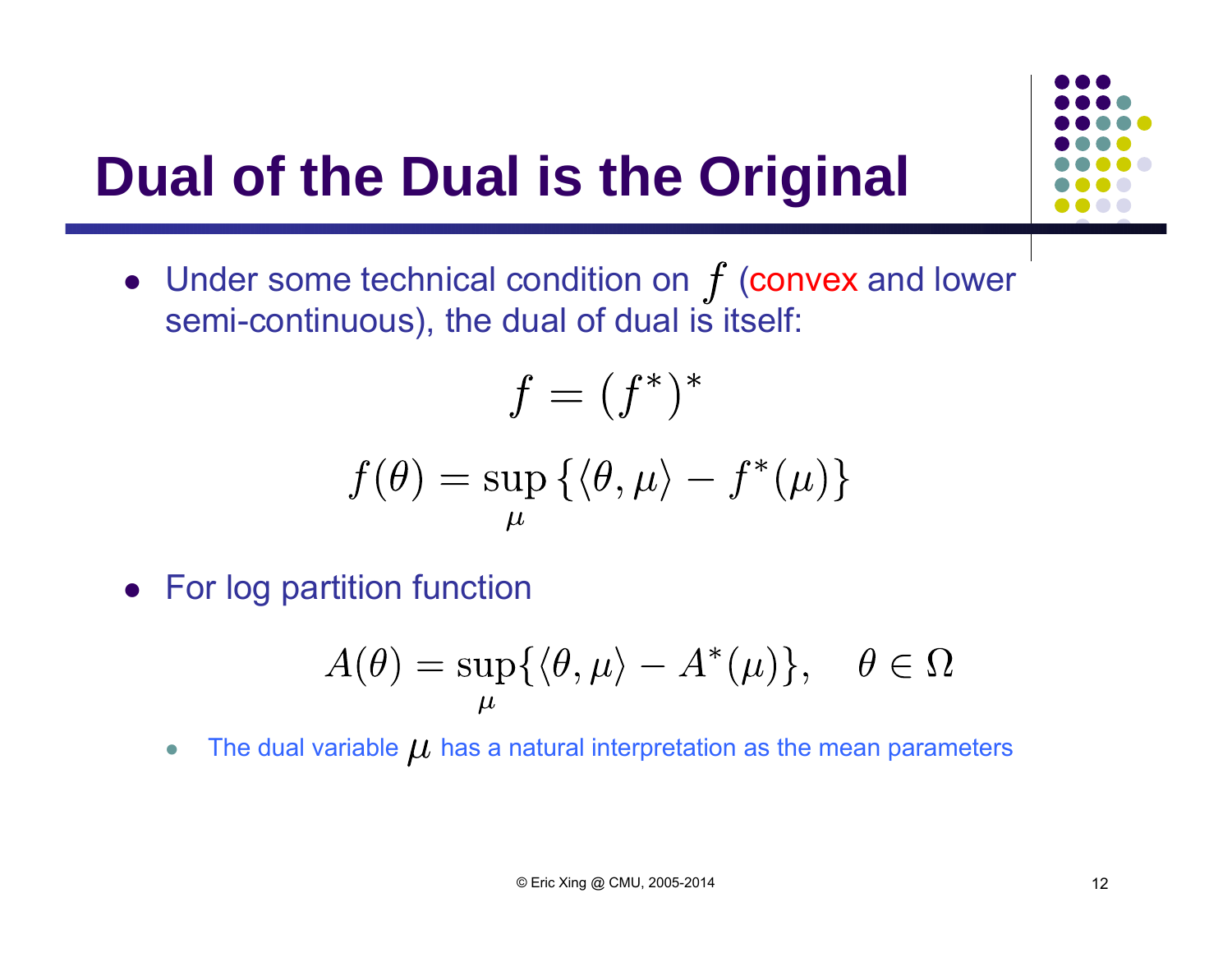# Dual of the Dual is the Original

- Under some technical condition on $f$ (convex and lower semi-continuous), the dual of dual is itself:

$$f = (f^*)^*$$

$$f(\theta) = \sup_{\mu} \{\langle \theta, \mu \rangle - f^*(\mu)\}$$

- For log partition function

$$A(\theta) = \sup_{\mu} \{\langle \theta, \mu \rangle - A^*(\mu)\}, \quad \theta \in \Omega$$

  - The dual variable $\mu$ has a natural interpretation as the mean parameters

© Eric Xing @ CMU, 2005-2014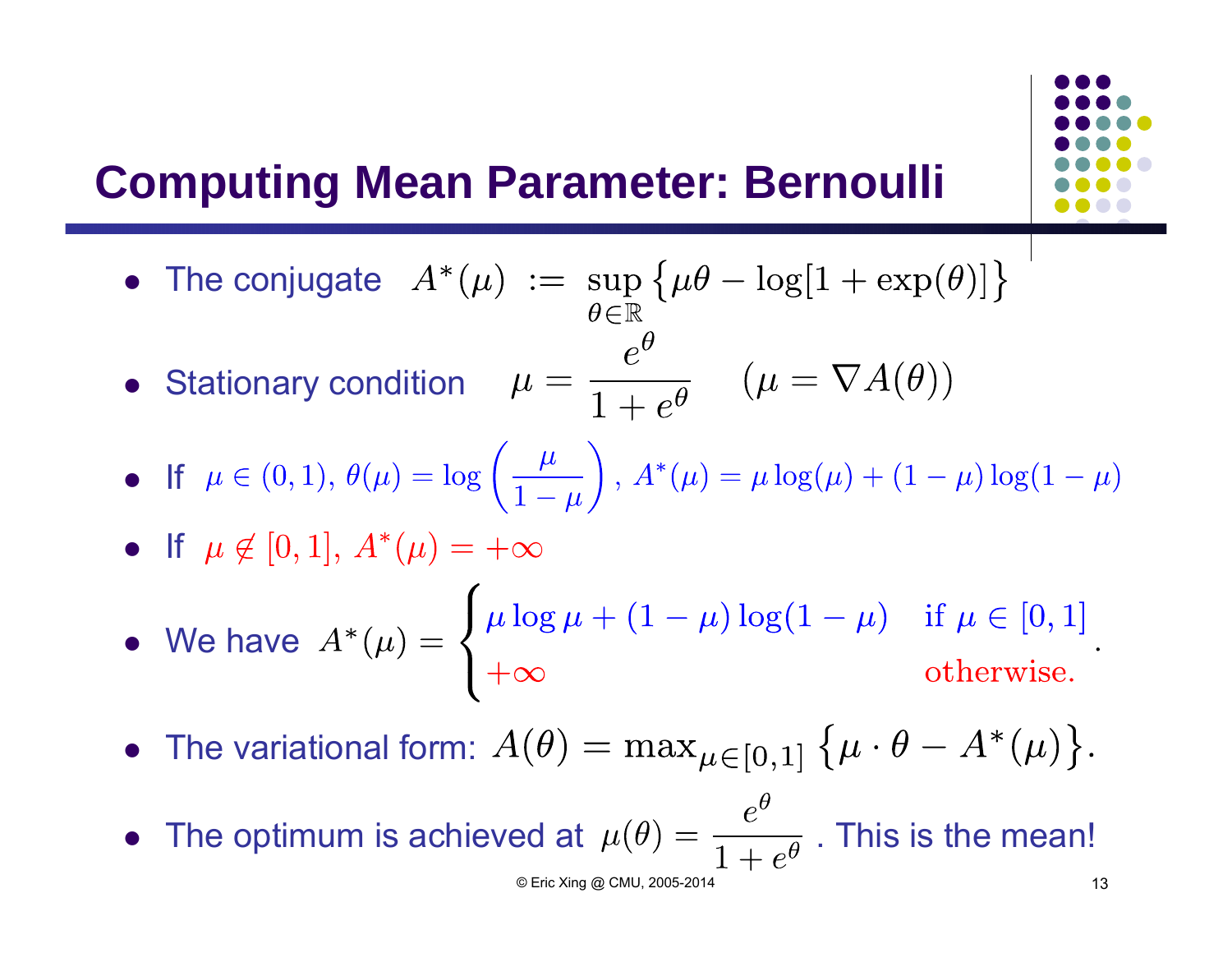# Computing Mean Parameter: Bernoulli

- The conjugate $A^*(\mu) := \sup_{\theta \in \mathbb{R}} \{\mu\theta - \log[1 + \exp(\theta)]\}$
- Stationary condition $\mu = \frac{e^\theta}{1 + e^\theta} \quad (\mu = \nabla A(\theta))$
- If $\mu \in (0,1),\ \theta(\mu) = \log\left(\frac{\mu}{1-\mu}\right),\ A^*(\mu) = \mu\log(\mu) + (1-\mu)\log(1-\mu)$
- If $\mu \notin [0,1],\ A^*(\mu) = +\infty$
- We have $A^*(\mu) = \begin{cases} \mu\log\mu + (1-\mu)\log(1-\mu) & \text{if } \mu \in [0,1] \\ +\infty & \text{otherwise.} \end{cases}$
- The variational form: $A(\theta) = \max_{\mu \in [0,1]} \{\mu \cdot \theta - A^*(\mu)\}$.
- The optimum is achieved at $\mu(\theta) = \frac{e^\theta}{1 + e^\theta}$ . This is the mean!

© Eric Xing @ CMU, 2005-2014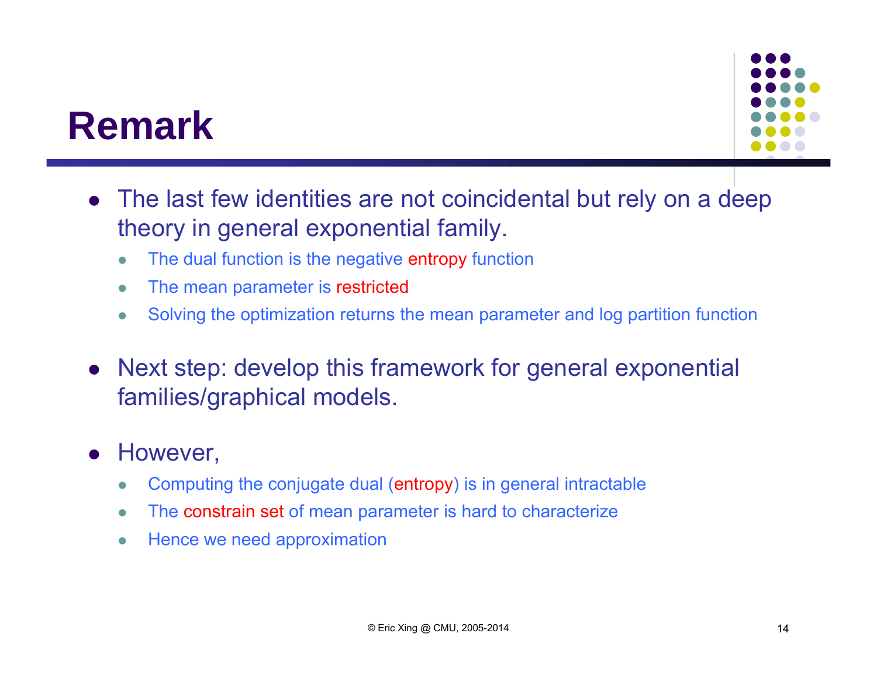# Remark

- The last few identities are not coincidental but rely on a deep theory in general exponential family.
  - The dual function is the negative entropy function
  - The mean parameter is restricted
  - Solving the optimization returns the mean parameter and log partition function
- Next step: develop this framework for general exponential families/graphical models.
- However,
  - Computing the conjugate dual (entropy) is in general intractable
  - The constrain set of mean parameter is hard to characterize
  - Hence we need approximation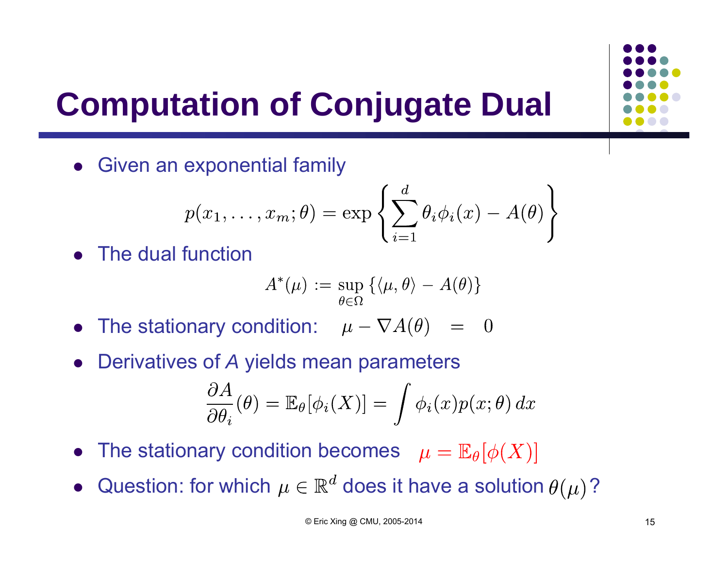# Computation of Conjugate Dual

- Given an exponential family

$$p(x_1, \ldots, x_m; \theta) = \exp\left\{ \sum_{i=1}^{d} \theta_i \phi_i(x) - A(\theta) \right\}$$

- The dual function

$$A^*(\mu) := \sup_{\theta \in \Omega} \{ \langle \mu, \theta \rangle - A(\theta) \}$$

- The stationary condition: $\mu - \nabla A(\theta) \;=\; 0$

- Derivatives of *A* yields mean parameters

$$\frac{\partial A}{\partial \theta_i}(\theta) = \mathbb{E}_\theta[\phi_i(X)] = \int \phi_i(x) p(x; \theta)\, dx$$

- The stationary condition becomes $\mu = \mathbb{E}_\theta[\phi(X)]$

- Question: for which $\mu \in \mathbb{R}^d$ does it have a solution $\theta(\mu)$?

© Eric Xing @ CMU, 2005-2014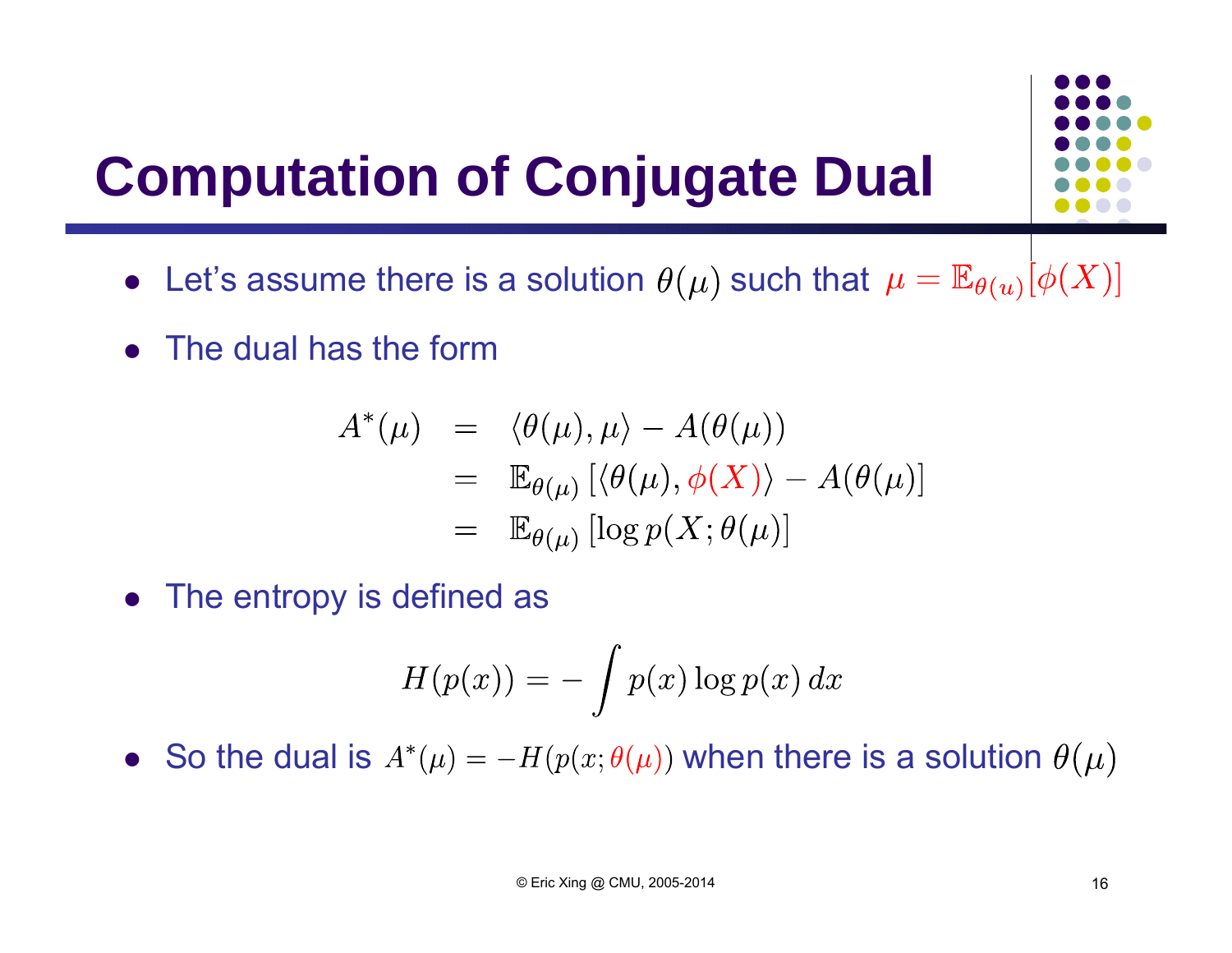# Computation of Conjugate Dual

- Let's assume there is a solution $\theta(\mu)$ such that $\mu = \mathbb{E}_{\theta(u)}[\phi(X)]$
- The dual has the form

$$
\begin{aligned}
A^*(\mu) &= \langle \theta(\mu), \mu \rangle - A(\theta(\mu)) \\
&= \mathbb{E}_{\theta(\mu)} \left[ \langle \theta(\mu), \phi(X) \rangle - A(\theta(\mu)) \right] \\
&= \mathbb{E}_{\theta(\mu)} \left[ \log p(X; \theta(\mu)) \right]
\end{aligned}
$$

- The entropy is defined as

$$
H(p(x)) = -\int p(x) \log p(x) \, dx
$$

- So the dual is $A^*(\mu) = -H(p(x; \theta(\mu)))$ when there is a solution $\theta(\mu)$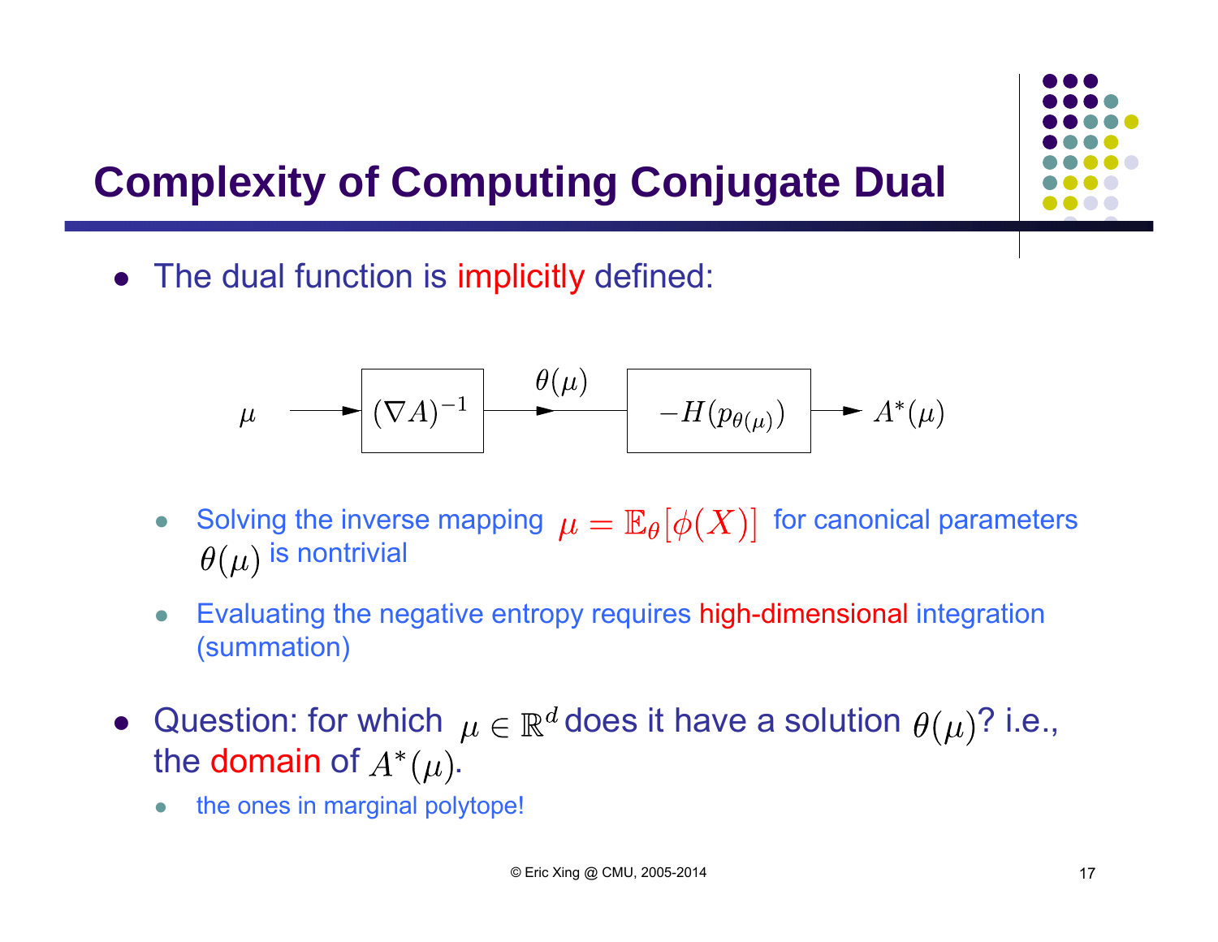# Complexity of Computing Conjugate Dual

- The dual function is implicitly defined:

$$\mu \longrightarrow \boxed{(\nabla A)^{-1}} \xrightarrow{\theta(\mu)} \boxed{-H(p_{\theta(\mu)})} \longrightarrow A^*(\mu)$$

  - Solving the inverse mapping $\mu = \mathbb{E}_\theta[\phi(X)]$ for canonical parameters $\theta(\mu)$ is nontrivial
  - Evaluating the negative entropy requires high-dimensional integration (summation)

- Question: for which $\mu \in \mathbb{R}^d$ does it have a solution $\theta(\mu)$? i.e., the domain of $A^*(\mu)$.
  - the ones in marginal polytope!

© Eric Xing @ CMU, 2005-2014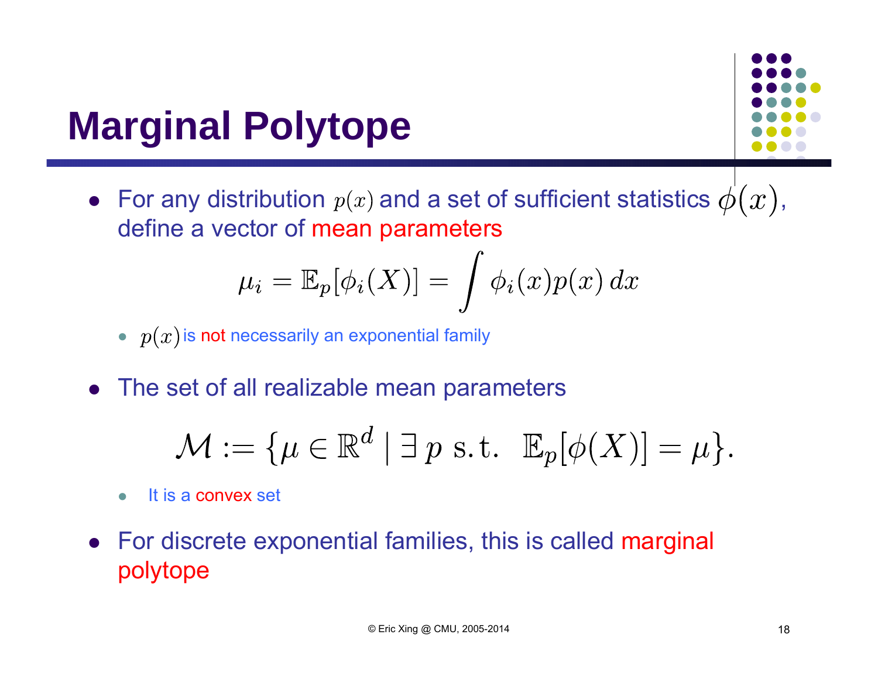# Marginal Polytope

- For any distribution $p(x)$ and a set of sufficient statistics $\phi(x)$, define a vector of mean parameters

$$\mu_i = \mathbb{E}_p[\phi_i(X)] = \int \phi_i(x) p(x)\, dx$$

  - $p(x)$ is not necessarily an exponential family

- The set of all realizable mean parameters

$$\mathcal{M} := \{\mu \in \mathbb{R}^d \mid \exists\, p \text{ s.t. } \mathbb{E}_p[\phi(X)] = \mu\}.$$

  - It is a convex set

- For discrete exponential families, this is called marginal polytope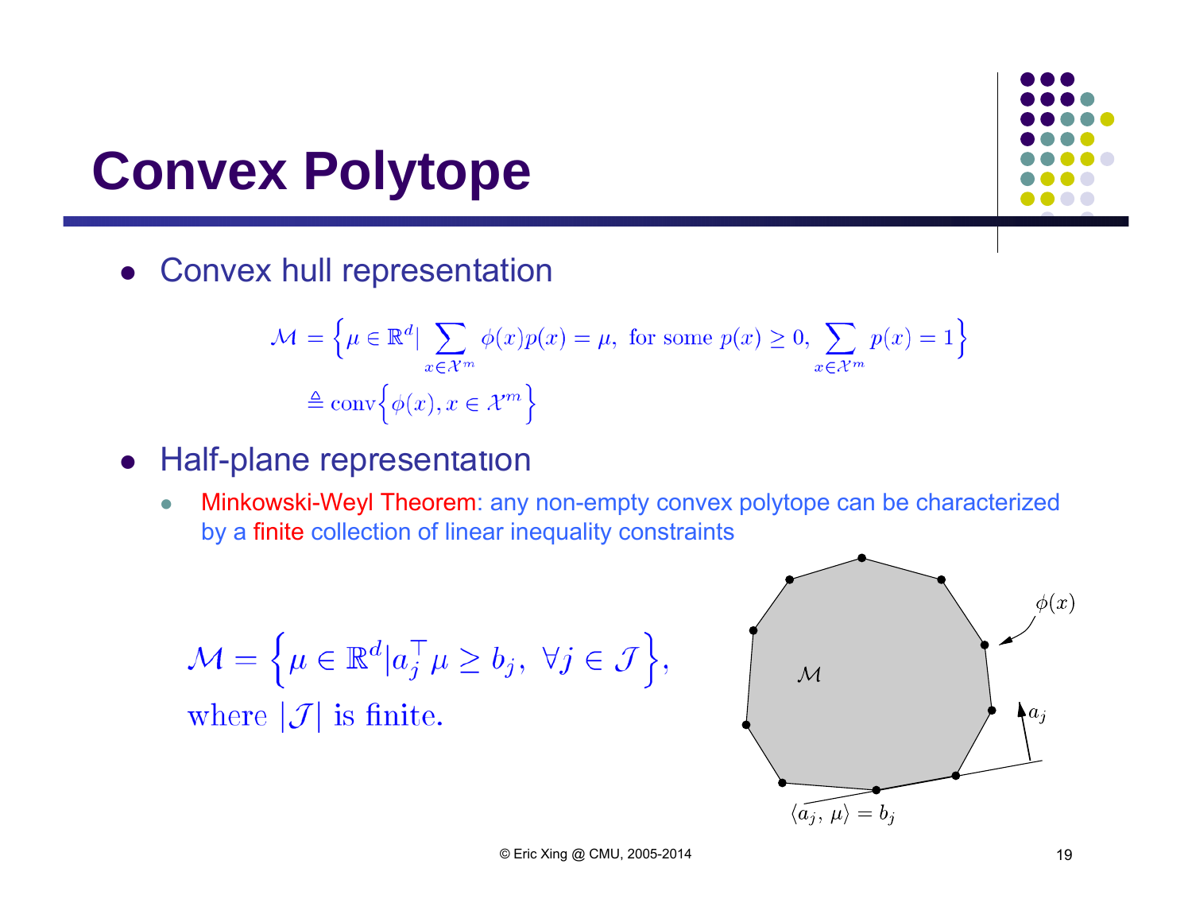# Convex Polytope

- Convex hull representation

$$\mathcal{M} = \left\{ \mu \in \mathbb{R}^d \middle| \sum_{x \in \mathcal{X}^m} \phi(x) p(x) = \mu, \text{ for some } p(x) \geq 0, \sum_{x \in \mathcal{X}^m} p(x) = 1 \right\}$$

$$\triangleq \text{conv}\left\{ \phi(x), x \in \mathcal{X}^m \right\}$$

- Half-plane representation
  - Minkowski-Weyl Theorem: any non-empty convex polytope can be characterized by a finite collection of linear inequality constraints

$$\mathcal{M} = \left\{ \mu \in \mathbb{R}^d \middle| a_j^\top \mu \geq b_j, \ \forall j \in \mathcal{J} \right\},$$

where $|\mathcal{J}|$ is finite.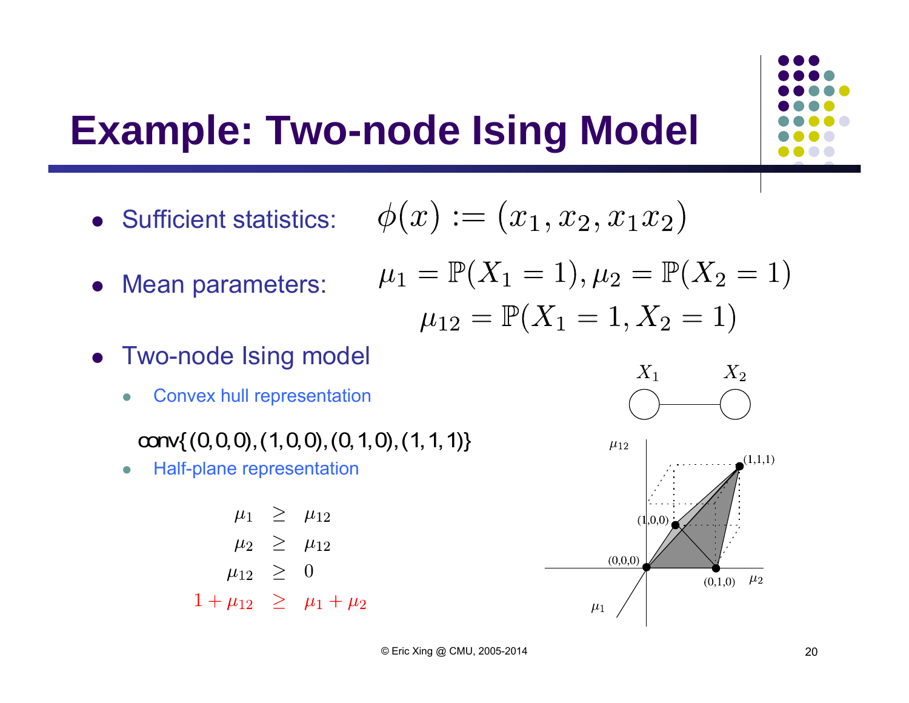# Example: Two-node Ising Model

- Sufficient statistics: $\phi(x) := (x_1, x_2, x_1 x_2)$
- Mean parameters: $\mu_1 = \mathbb{P}(X_1 = 1), \mu_2 = \mathbb{P}(X_2 = 1)$

  $\mu_{12} = \mathbb{P}(X_1 = 1, X_2 = 1)$

- Two-node Ising model
  - Convex hull representation

    $\text{conv}\{(0,0,0),(1,0,0),(0,1,0),(1,1,1)\}$

  - Half-plane representation

$$
\begin{aligned}
\mu_1 &\geq \mu_{12} \\
\mu_2 &\geq \mu_{12} \\
\mu_{12} &\geq 0 \\
1 + \mu_{12} &\geq \mu_1 + \mu_2
\end{aligned}
$$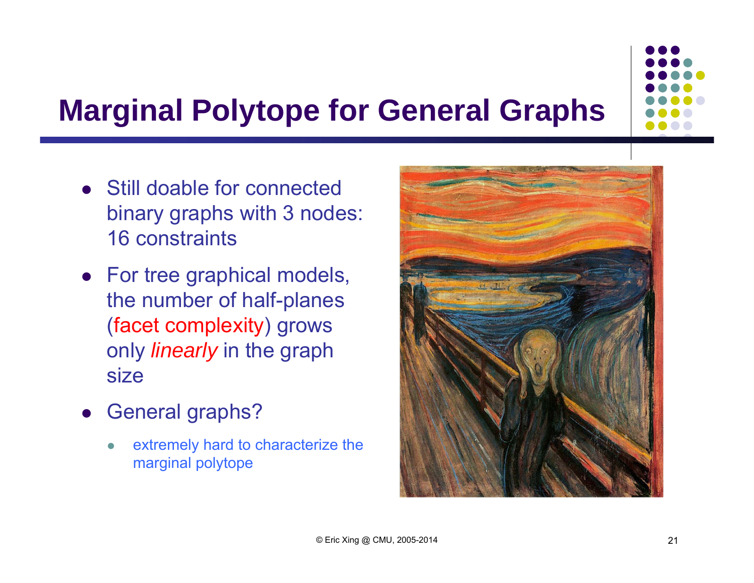# Marginal Polytope for General Graphs

- Still doable for connected binary graphs with 3 nodes: 16 constraints
- For tree graphical models, the number of half-planes (facet complexity) grows only *linearly* in the graph size
- General graphs?
  - extremely hard to characterize the marginal polytope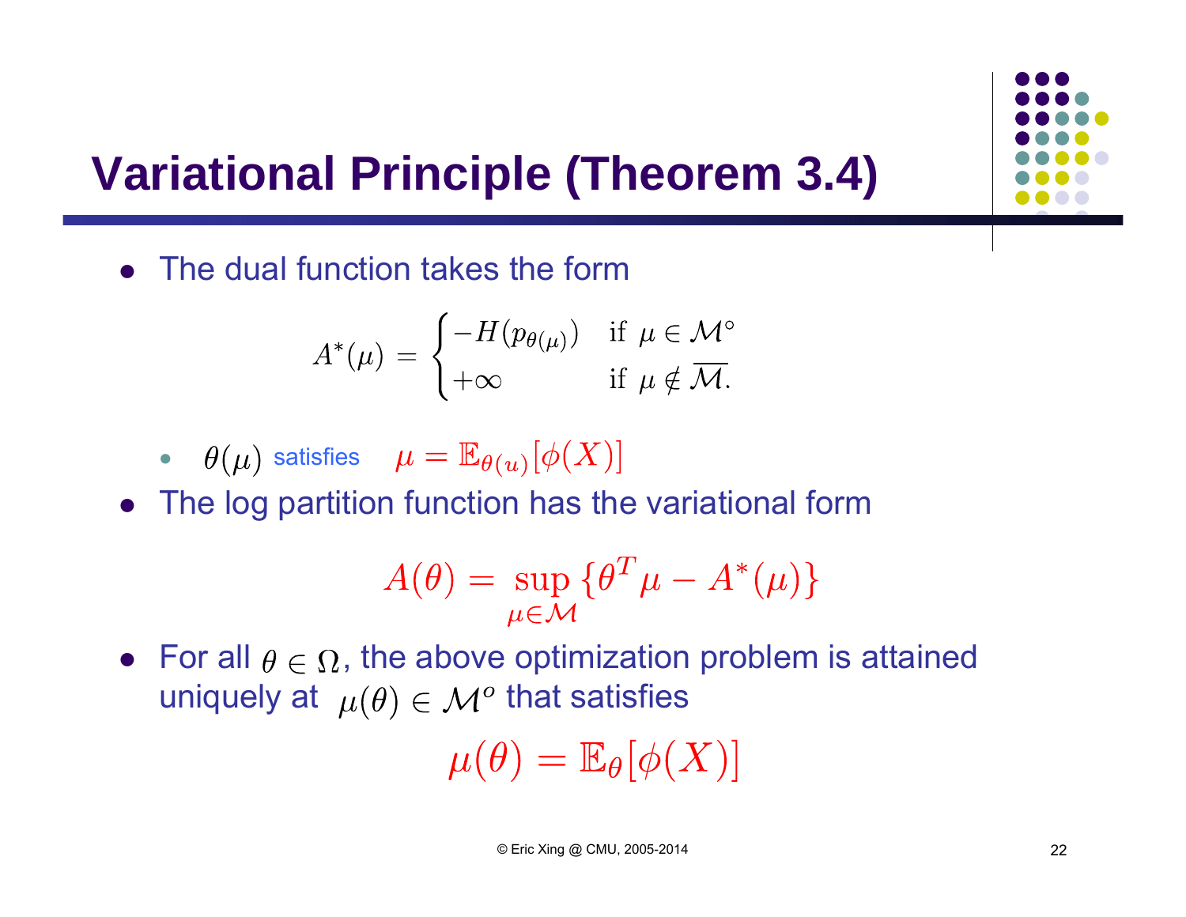# Variational Principle (Theorem 3.4)

- The dual function takes the form

$$A^*(\mu) = \begin{cases} -H(p_{\theta(\mu)}) & \text{if } \mu \in \mathcal{M}^\circ \\ +\infty & \text{if } \mu \notin \overline{\mathcal{M}}. \end{cases}$$

  - $\theta(\mu)$ satisfies $\mu = \mathbb{E}_{\theta(u)}[\phi(X)]$

- The log partition function has the variational form

$$A(\theta) = \sup_{\mu \in \mathcal{M}} \{\theta^T \mu - A^*(\mu)\}$$

- For all $\theta \in \Omega$, the above optimization problem is attained uniquely at $\mu(\theta) \in \mathcal{M}^o$ that satisfies

$$\mu(\theta) = \mathbb{E}_\theta[\phi(X)]$$

© Eric Xing @ CMU, 2005-2014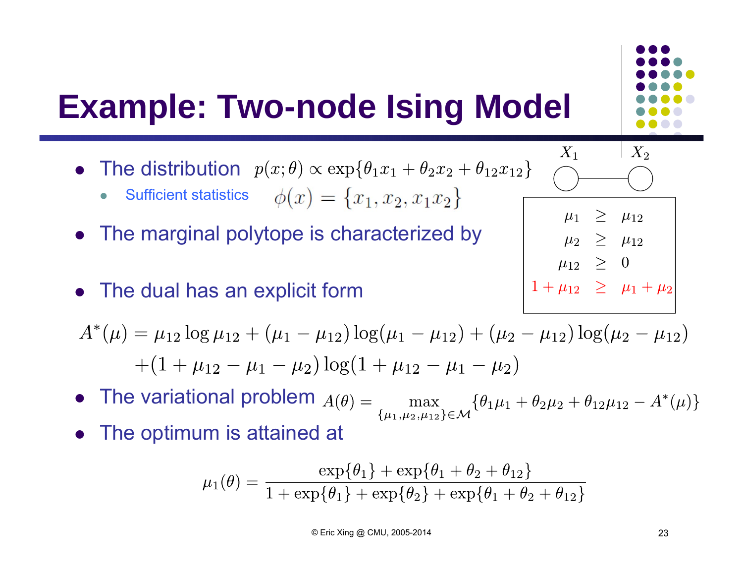# Example: Two-node Ising Model

$X_1$ — $X_2$

- The distribution $p(x;\theta) \propto \exp\{\theta_1 x_1 + \theta_2 x_2 + \theta_{12} x_{12}\}$
  - Sufficient statistics $\phi(x) = \{x_1, x_2, x_1 x_2\}$
- The marginal polytope is characterized by

$$
\begin{aligned}
\mu_1 &\geq \mu_{12} \\
\mu_2 &\geq \mu_{12} \\
\mu_{12} &\geq 0 \\
1 + \mu_{12} &\geq \mu_1 + \mu_2
\end{aligned}
$$

- The dual has an explicit form

$$
\begin{aligned}
A^*(\mu) = \; & \mu_{12} \log \mu_{12} + (\mu_1 - \mu_{12}) \log(\mu_1 - \mu_{12}) + (\mu_2 - \mu_{12}) \log(\mu_2 - \mu_{12}) \\
& + (1 + \mu_{12} - \mu_1 - \mu_2) \log(1 + \mu_{12} - \mu_1 - \mu_2)
\end{aligned}
$$

- The variational problem $A(\theta) = \max_{\{\mu_1, \mu_2, \mu_{12}\} \in \mathcal{M}} \{\theta_1 \mu_1 + \theta_2 \mu_2 + \theta_{12} \mu_{12} - A^*(\mu)\}$
- The optimum is attained at

$$
\mu_1(\theta) = \frac{\exp\{\theta_1\} + \exp\{\theta_1 + \theta_2 + \theta_{12}\}}{1 + \exp\{\theta_1\} + \exp\{\theta_2\} + \exp\{\theta_1 + \theta_2 + \theta_{12}\}}
$$

© Eric Xing @ CMU, 2005-2014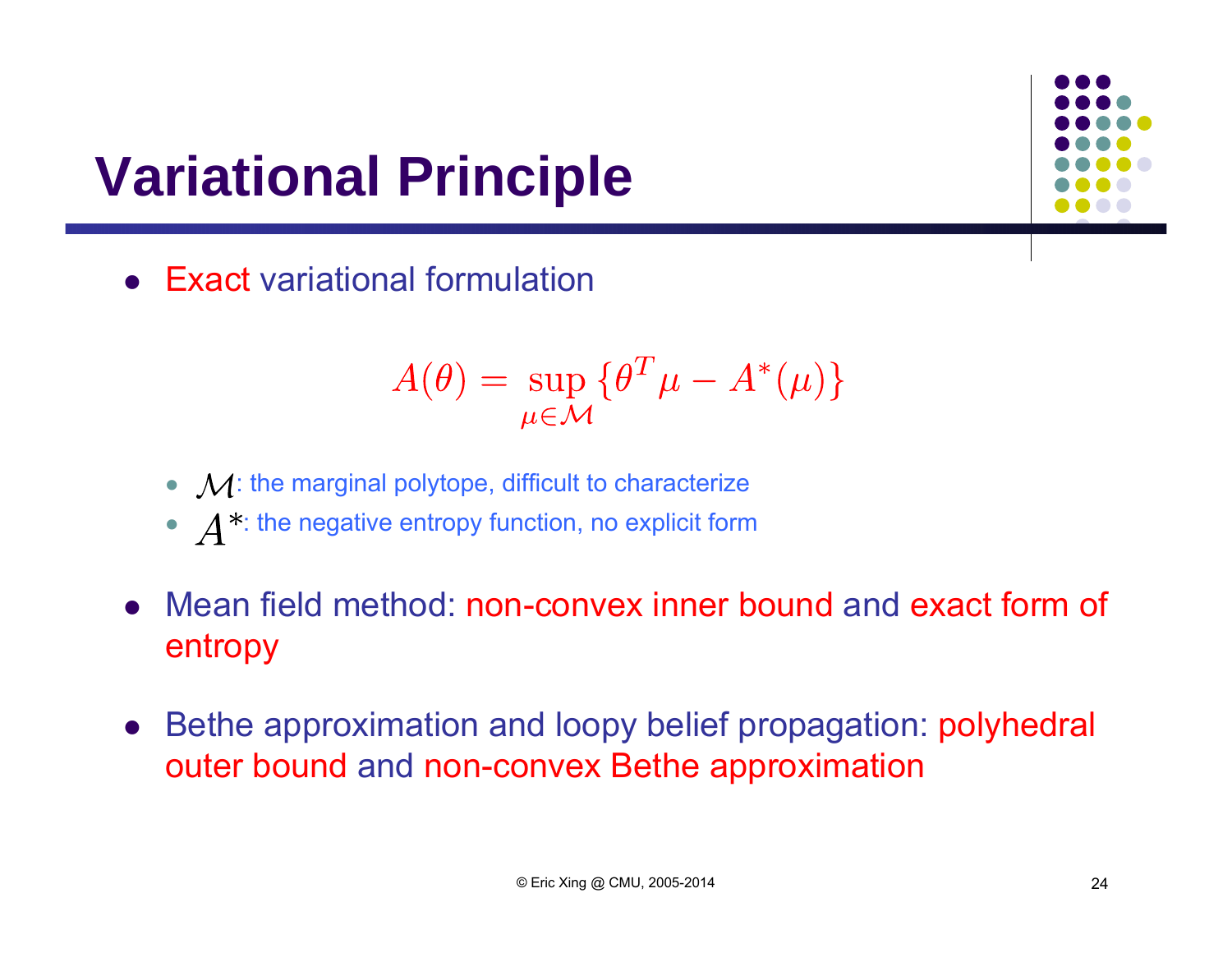# Variational Principle

- Exact variational formulation

$$A(\theta) = \sup_{\mu \in \mathcal{M}} \{\theta^T \mu - A^*(\mu)\}$$

  - $\mathcal{M}$: the marginal polytope, difficult to characterize
  - $A^*$: the negative entropy function, no explicit form

- Mean field method: non-convex inner bound and exact form of entropy

- Bethe approximation and loopy belief propagation: polyhedral outer bound and non-convex Bethe approximation

© Eric Xing @ CMU, 2005-2014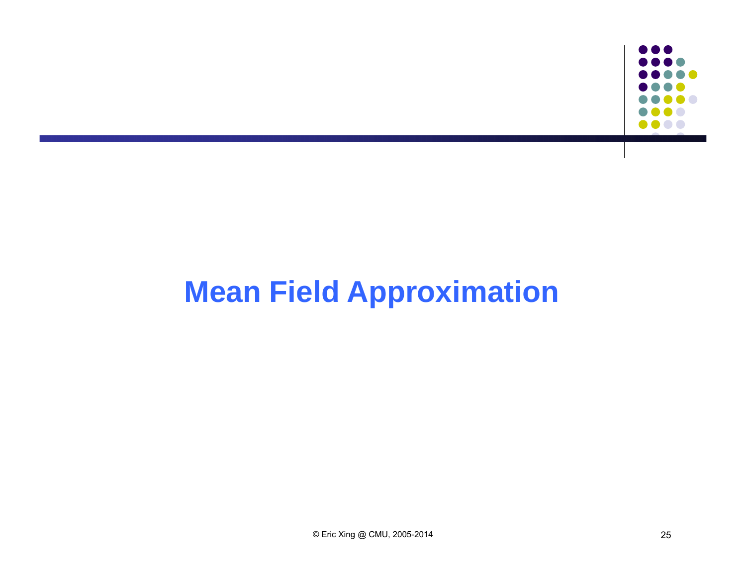# Mean Field Approximation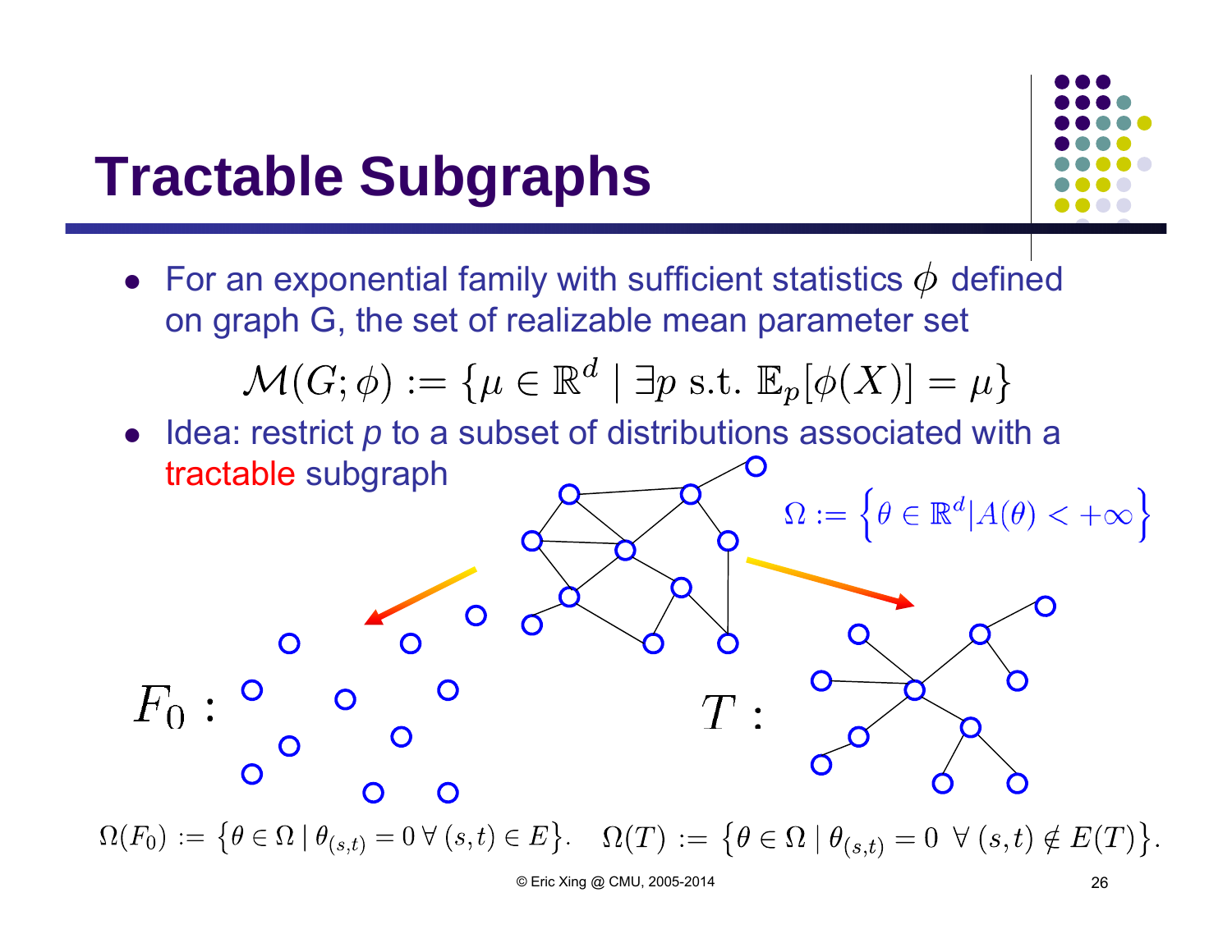# Tractable Subgraphs

- For an exponential family with sufficient statistics $\phi$ defined on graph G, the set of realizable mean parameter set

$$\mathcal{M}(G;\phi) := \{\mu \in \mathbb{R}^d \mid \exists p \text{ s.t. } \mathbb{E}_p[\phi(X)] = \mu\}$$

- Idea: restrict *p* to a subset of distributions associated with a tractable subgraph

$$\Omega := \left\{\theta \in \mathbb{R}^d | A(\theta) < +\infty\right\}$$

$F_0$ :

$T$ :

$$\Omega(F_0) := \left\{\theta \in \Omega \mid \theta_{(s,t)} = 0 \,\forall\, (s,t) \in E\right\}. \quad \Omega(T) := \left\{\theta \in \Omega \mid \theta_{(s,t)} = 0 \;\forall\, (s,t) \notin E(T)\right\}.$$

© Eric Xing @ CMU, 2005-2014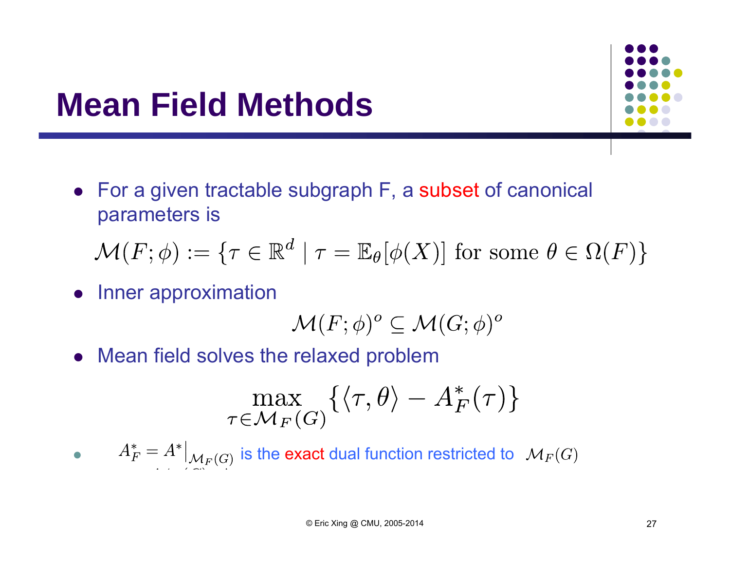# Mean Field Methods

- For a given tractable subgraph F, a subset of canonical parameters is

$$\mathcal{M}(F;\phi) := \{\tau \in \mathbb{R}^d \mid \tau = \mathbb{E}_\theta[\phi(X)] \text{ for some } \theta \in \Omega(F)\}$$

- Inner approximation

$$\mathcal{M}(F;\phi)^o \subseteq \mathcal{M}(G;\phi)^o$$

- Mean field solves the relaxed problem

$$\max_{\tau \in \mathcal{M}_F(G)} \{\langle \tau, \theta \rangle - A_F^*(\tau)\}$$

- $A_F^* = A^*|_{\mathcal{M}_F(G)}$ is the exact dual function restricted to $\mathcal{M}_F(G)$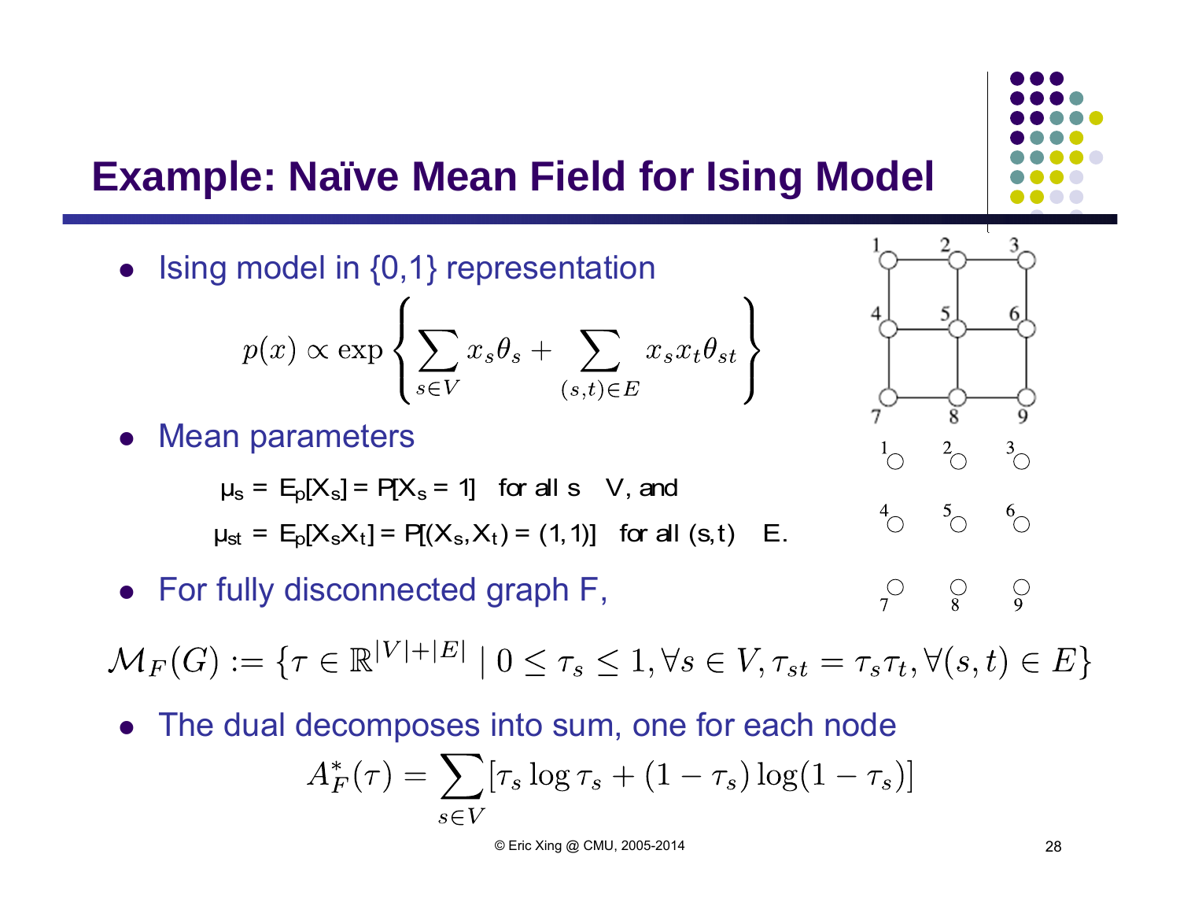# Example: Naïve Mean Field for Ising Model

- Ising model in {0,1} representation

$$p(x) \propto \exp\left\{\sum_{s \in V} x_s \theta_s + \sum_{(s,t) \in E} x_s x_t \theta_{st}\right\}$$

- Mean parameters

$\mu_s = E_p[X_s] = P[X_s = 1]$ for all $s \in V$, and

$\mu_{st} = E_p[X_s X_t] = P[(X_s, X_t) = (1,1)]$ for all $(s,t) \in E$.

- For fully disconnected graph F,

$$\mathcal{M}_F(G) := \{\tau \in \mathbb{R}^{|V|+|E|} \mid 0 \le \tau_s \le 1, \forall s \in V, \tau_{st} = \tau_s \tau_t, \forall (s,t) \in E\}$$

- The dual decomposes into sum, one for each node

$$A_F^*(\tau) = \sum_{s \in V} [\tau_s \log \tau_s + (1 - \tau_s) \log(1 - \tau_s)]$$

© Eric Xing @ CMU, 2005-2014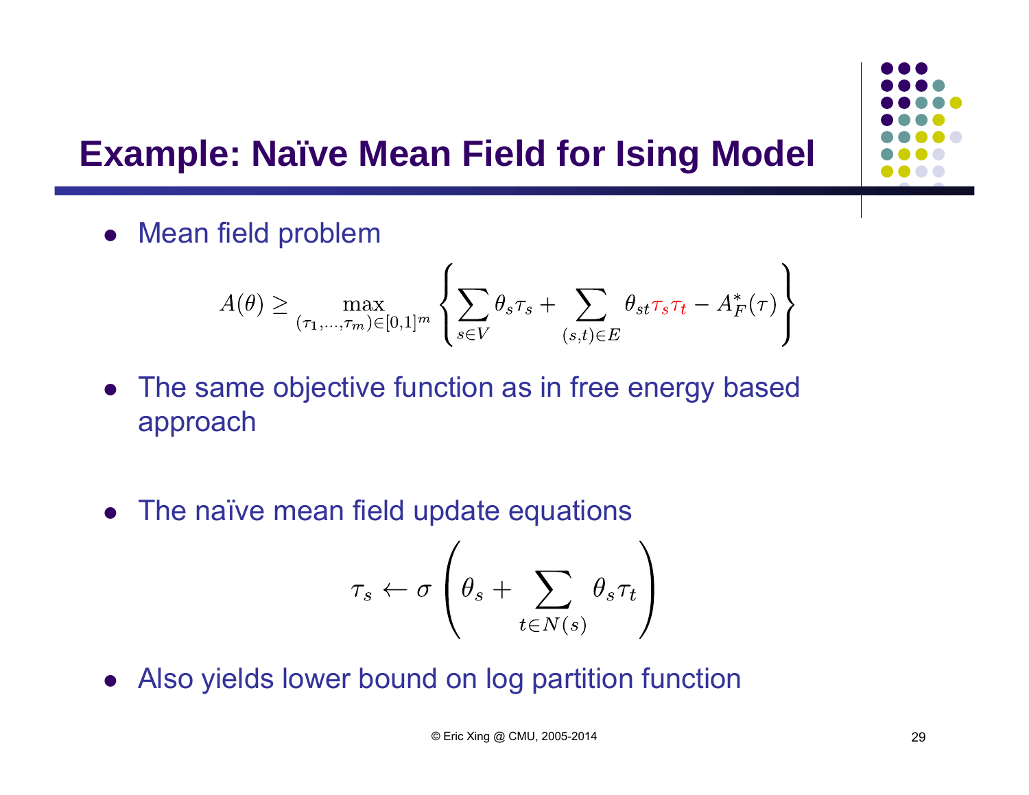# Example: Naïve Mean Field for Ising Model

- Mean field problem

$$A(\theta) \geq \max_{(\tau_1,\ldots,\tau_m)\in[0,1]^m} \left\{ \sum_{s\in V} \theta_s \tau_s + \sum_{(s,t)\in E} \theta_{st} \tau_s \tau_t - A_F^*(\tau) \right\}$$

- The same objective function as in free energy based approach

- The naïve mean field update equations

$$\tau_s \leftarrow \sigma\left(\theta_s + \sum_{t\in N(s)} \theta_s \tau_t\right)$$

- Also yields lower bound on log partition function

© Eric Xing @ CMU, 2005-2014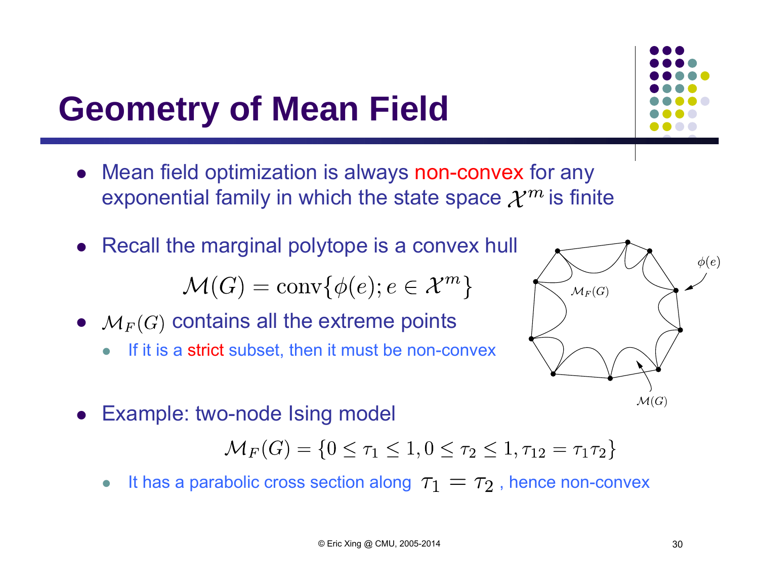# Geometry of Mean Field

- Mean field optimization is always non-convex for any exponential family in which the state space $\mathcal{X}^m$ is finite

- Recall the marginal polytope is a convex hull

$$\mathcal{M}(G) = \text{conv}\{\phi(e); e \in \mathcal{X}^m\}$$

- $\mathcal{M}_F(G)$ contains all the extreme points
  - If it is a strict subset, then it must be non-convex

- Example: two-node Ising model

$$\mathcal{M}_F(G) = \{0 \leq \tau_1 \leq 1, 0 \leq \tau_2 \leq 1, \tau_{12} = \tau_1 \tau_2\}$$

  - It has a parabolic cross section along $\tau_1 = \tau_2$, hence non-convex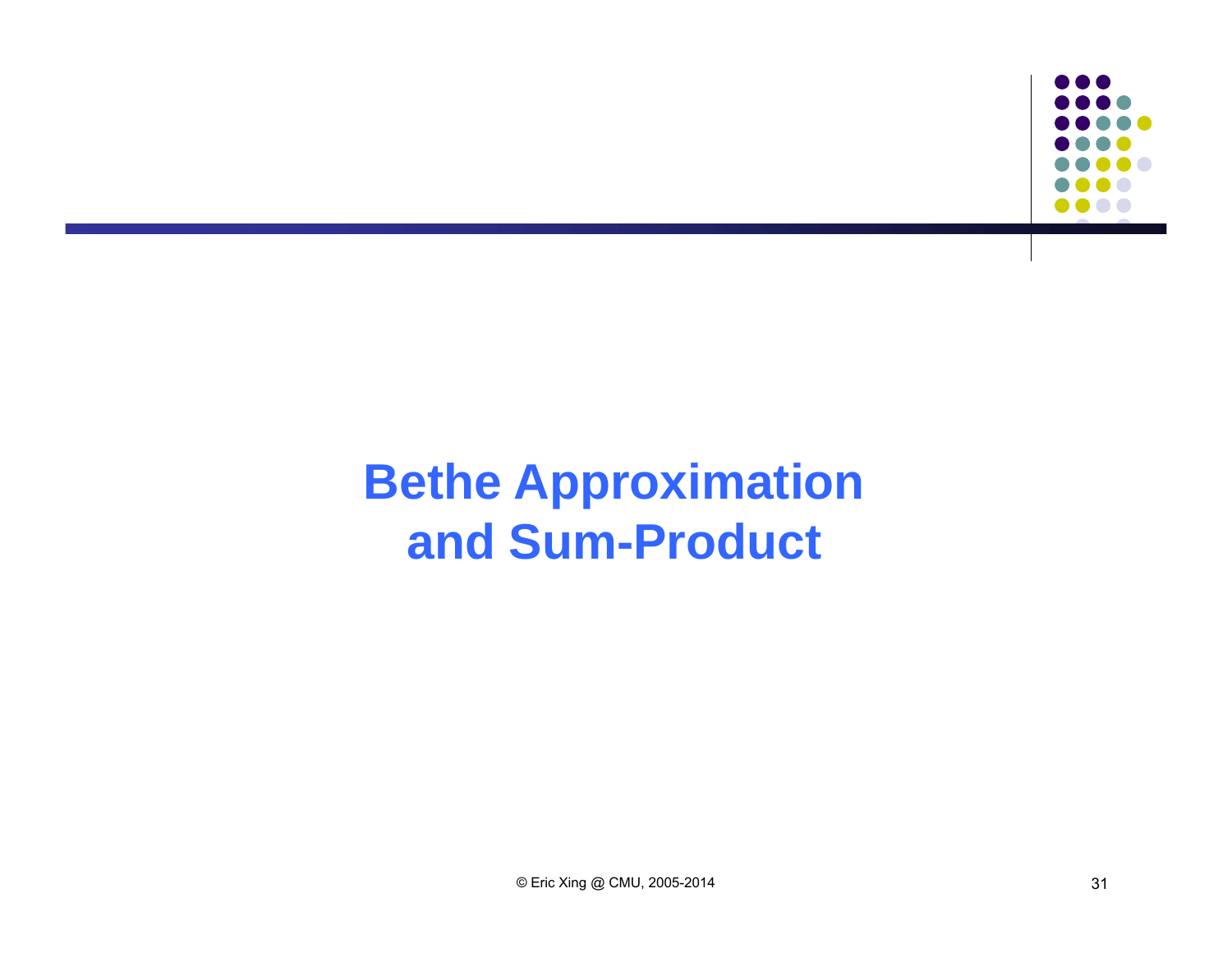# Bethe Approximation and Sum-Product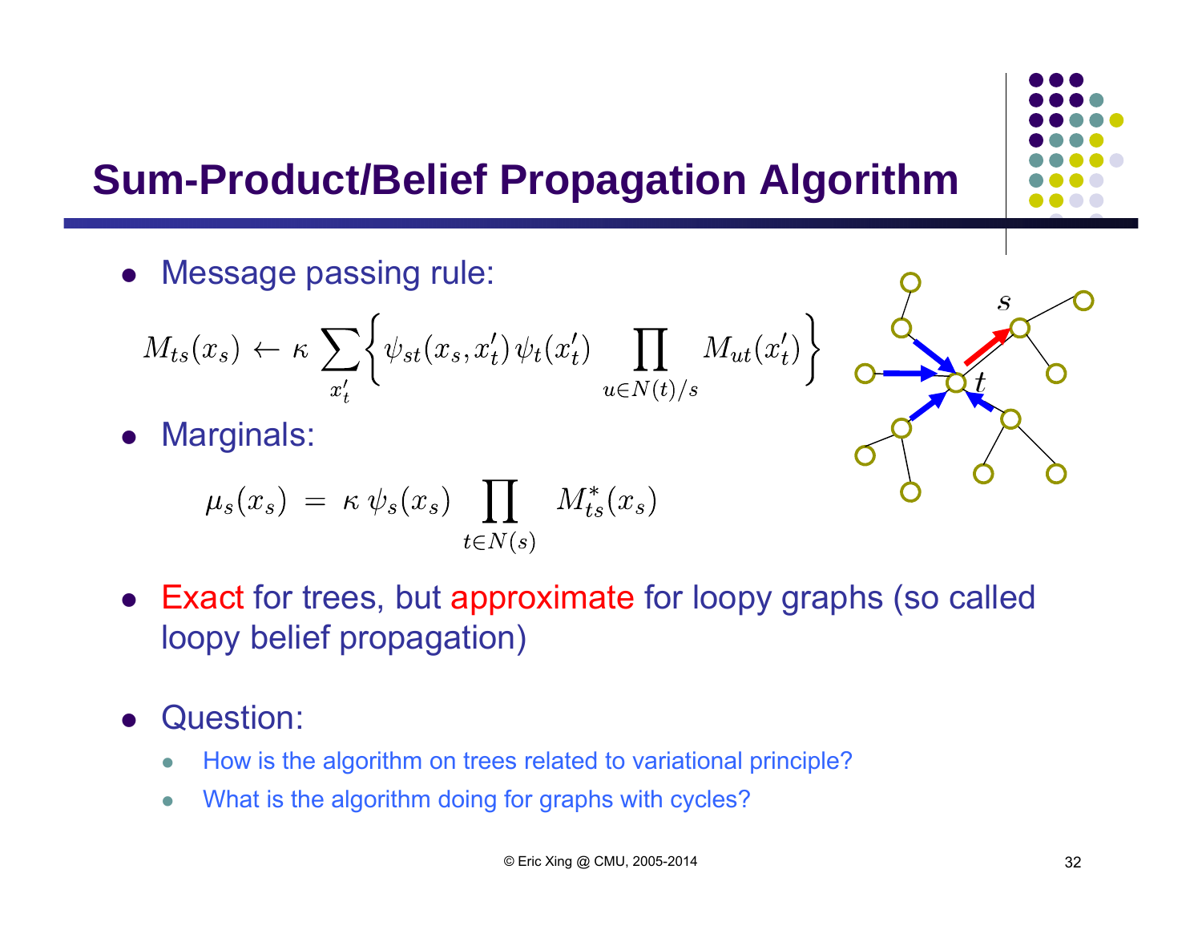# Sum-Product/Belief Propagation Algorithm

- Message passing rule:

$$M_{ts}(x_s) \leftarrow \kappa \sum_{x'_t} \left\{ \psi_{st}(x_s, x'_t)\, \psi_t(x'_t) \prod_{u \in N(t)/s} M_{ut}(x'_t) \right\}$$

- Marginals:

$$\mu_s(x_s) = \kappa\, \psi_s(x_s) \prod_{t \in N(s)} M^*_{ts}(x_s)$$

- Exact for trees, but approximate for loopy graphs (so called loopy belief propagation)

- Question:
  - How is the algorithm on trees related to variational principle?
  - What is the algorithm doing for graphs with cycles?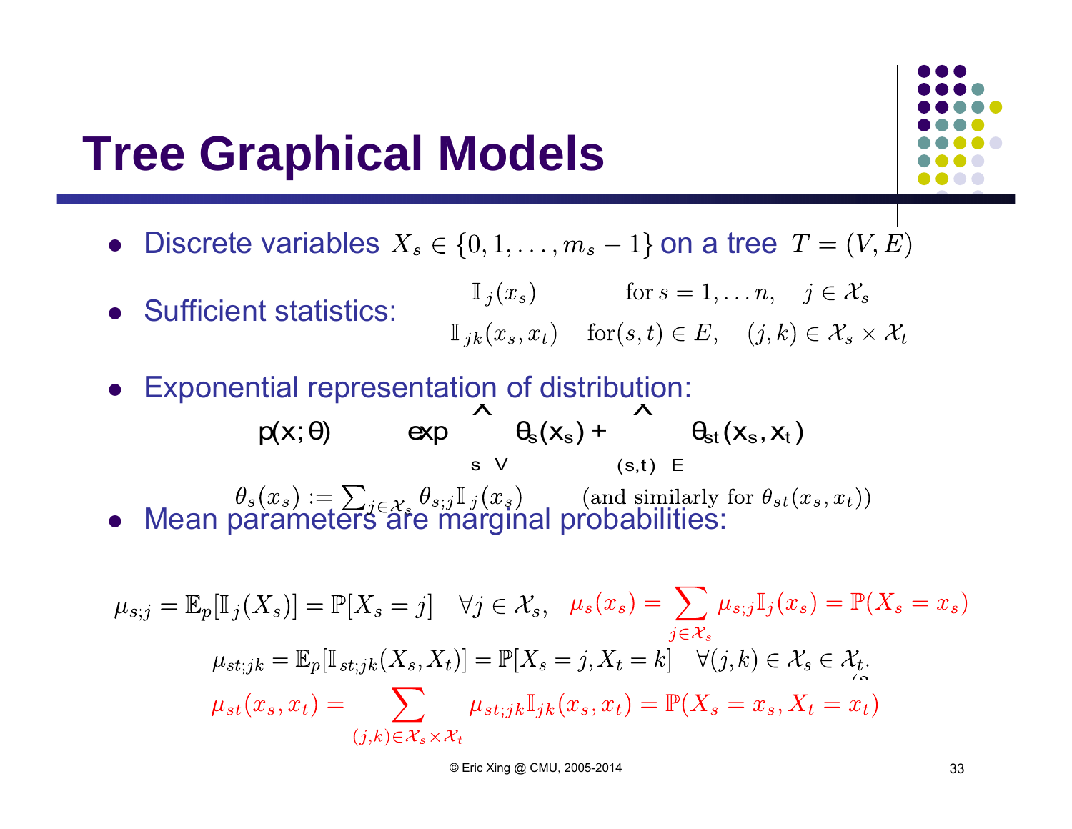# Tree Graphical Models

- Discrete variables $X_s \in \{0, 1, \ldots, m_s - 1\}$ on a tree $T = (V, E)$
- Sufficient statistics:

$$\mathbb{I}_j(x_s) \qquad \text{for } s = 1, \ldots n, \quad j \in \mathcal{X}_s$$

$$\mathbb{I}_{jk}(x_s, x_t) \quad \text{for}(s,t) \in E, \quad (j,k) \in \mathcal{X}_s \times \mathcal{X}_t$$

- Exponential representation of distribution:

$$p(x;\theta) \propto \exp\left\{ \sum_{s \in V} \theta_s(x_s) + \sum_{(s,t) \in E} \theta_{st}(x_s, x_t) \right\}$$

$$\theta_s(x_s) := \sum_{j \in \mathcal{X}_s} \theta_{s;j} \mathbb{I}_j(x_s) \qquad \text{(and similarly for } \theta_{st}(x_s, x_t))$$

- Mean parameters are marginal probabilities:

$$\mu_{s;j} = \mathbb{E}_p[\mathbb{I}_j(X_s)] = \mathbb{P}[X_s = j] \quad \forall j \in \mathcal{X}_s, \quad \mu_s(x_s) = \sum_{j \in \mathcal{X}_s} \mu_{s;j} \mathbb{I}_j(x_s) = \mathbb{P}(X_s = x_s)$$

$$\mu_{st;jk} = \mathbb{E}_p[\mathbb{I}_{st;jk}(X_s, X_t)] = \mathbb{P}[X_s = j, X_t = k] \quad \forall (j,k) \in \mathcal{X}_s \in \mathcal{X}_t.$$

$$\mu_{st}(x_s, x_t) = \sum_{(j,k) \in \mathcal{X}_s \times \mathcal{X}_t} \mu_{st;jk} \mathbb{I}_{jk}(x_s, x_t) = \mathbb{P}(X_s = x_s, X_t = x_t)$$

© Eric Xing @ CMU, 2005-2014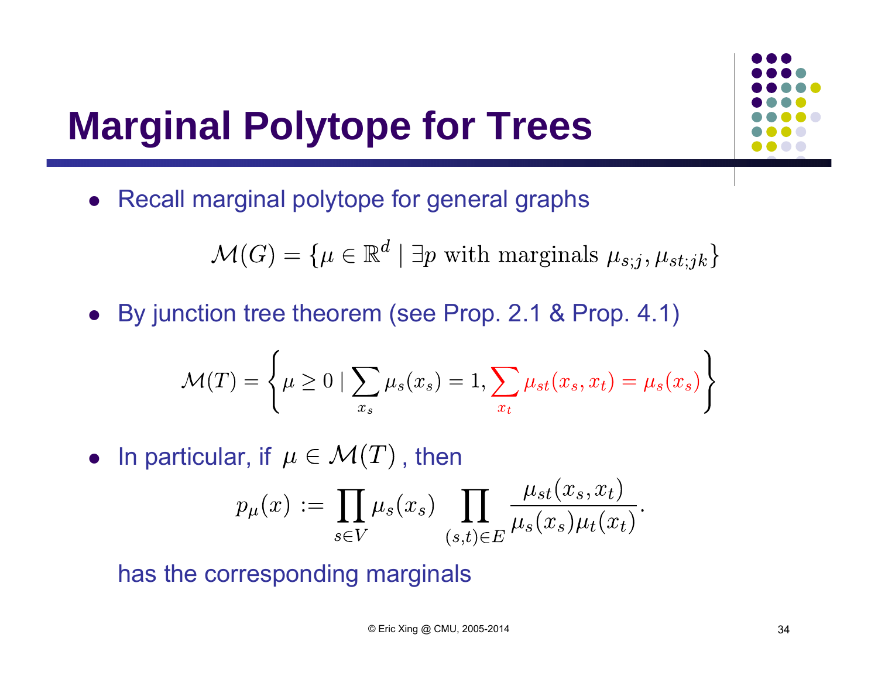# Marginal Polytope for Trees

- Recall marginal polytope for general graphs

$$\mathcal{M}(G) = \{\mu \in \mathbb{R}^d \mid \exists p \text{ with marginals } \mu_{s;j}, \mu_{st;jk}\}$$

- By junction tree theorem (see Prop. 2.1 & Prop. 4.1)

$$\mathcal{M}(T) = \left\{ \mu \geq 0 \mid \sum_{x_s} \mu_s(x_s) = 1, \sum_{x_t} \mu_{st}(x_s, x_t) = \mu_s(x_s) \right\}$$

- In particular, if $\mu \in \mathcal{M}(T)$, then

$$p_\mu(x) := \prod_{s \in V} \mu_s(x_s) \prod_{(s,t) \in E} \frac{\mu_{st}(x_s, x_t)}{\mu_s(x_s)\mu_t(x_t)}.$$

has the corresponding marginals

© Eric Xing @ CMU, 2005-2014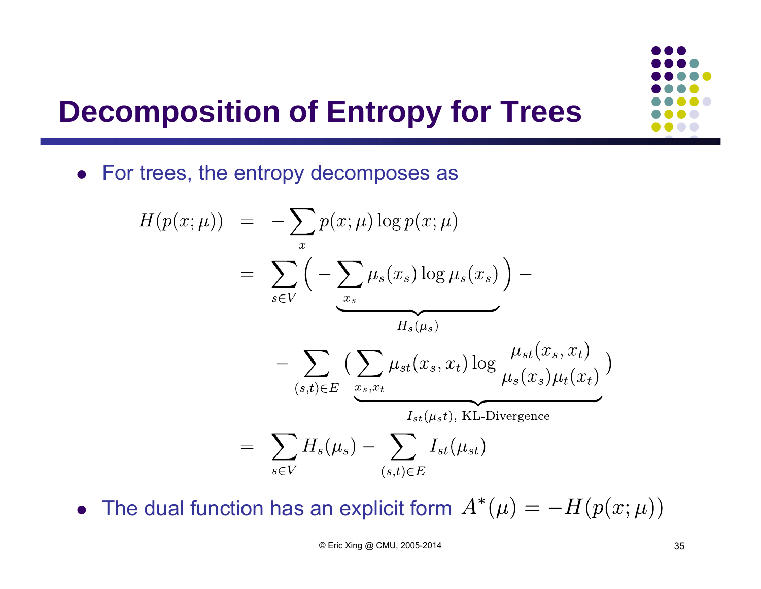# Decomposition of Entropy for Trees

- For trees, the entropy decomposes as

$$
\begin{aligned}
H(p(x;\mu)) &= -\sum_x p(x;\mu)\log p(x;\mu) \\
&= \sum_{s\in V}\Big(\underbrace{-\sum_{x_s}\mu_s(x_s)\log\mu_s(x_s)}_{H_s(\mu_s)}\Big) - \\
&\quad - \sum_{(s,t)\in E}\big(\underbrace{\sum_{x_s,x_t}\mu_{st}(x_s,x_t)\log\frac{\mu_{st}(x_s,x_t)}{\mu_s(x_s)\mu_t(x_t)}}_{I_{st}(\mu_s t),\ \text{KL-Divergence}}\big) \\
&= \sum_{s\in V} H_s(\mu_s) - \sum_{(s,t)\in E} I_{st}(\mu_{st})
\end{aligned}
$$

- The dual function has an explicit form $A^*(\mu) = -H(p(x;\mu))$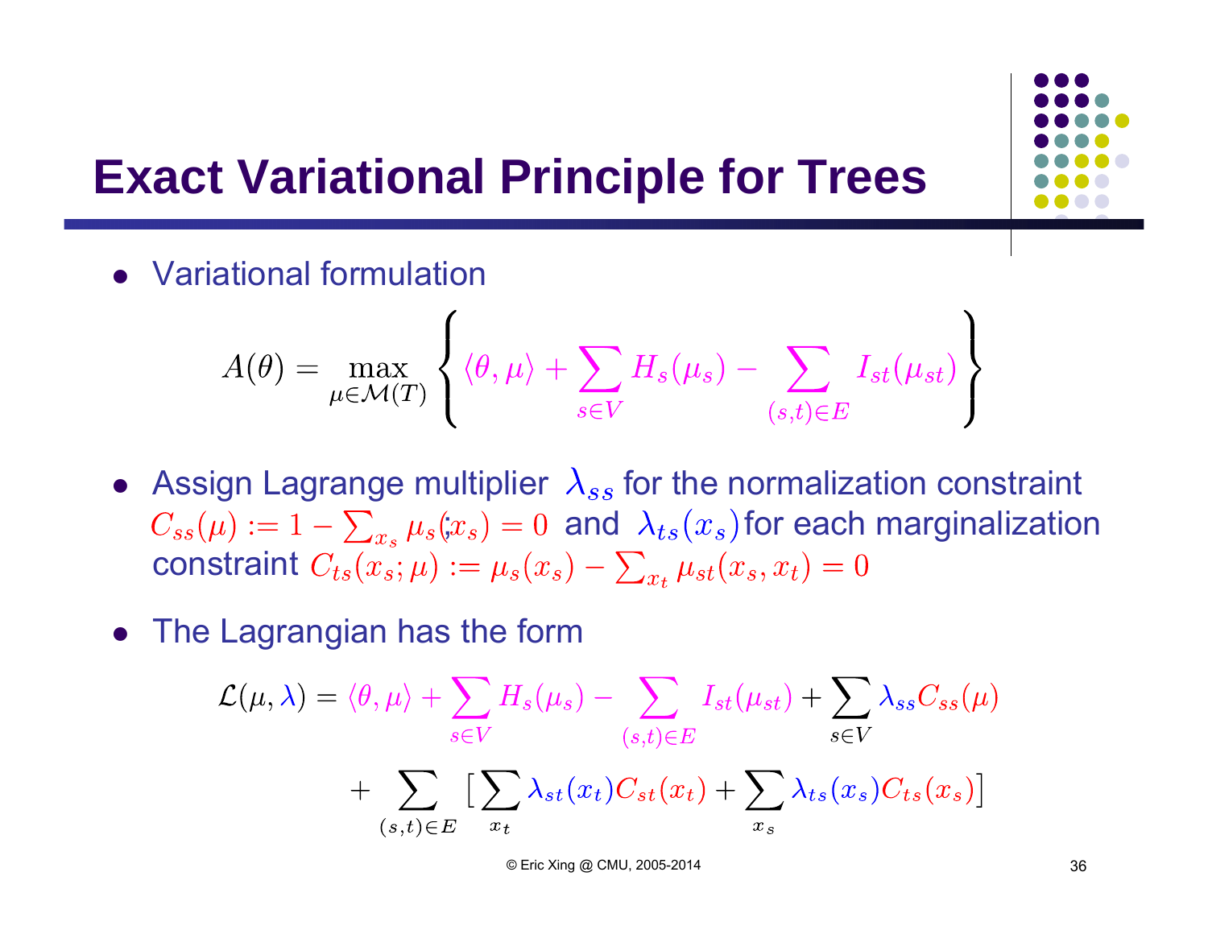# Exact Variational Principle for Trees

- Variational formulation

$$A(\theta) = \max_{\mu \in \mathcal{M}(T)} \left\{ \langle \theta, \mu \rangle + \sum_{s \in V} H_s(\mu_s) - \sum_{(s,t) \in E} I_{st}(\mu_{st}) \right\}$$

- Assign Lagrange multiplier $\lambda_{ss}$ for the normalization constraint $C_{ss}(\mu) := 1 - \sum_{x_s} \mu_s(x_s) = 0$ and $\lambda_{ts}(x_s)$ for each marginalization constraint $C_{ts}(x_s; \mu) := \mu_s(x_s) - \sum_{x_t} \mu_{st}(x_s, x_t) = 0$

- The Lagrangian has the form

$$\mathcal{L}(\mu, \lambda) = \langle \theta, \mu \rangle + \sum_{s \in V} H_s(\mu_s) - \sum_{(s,t) \in E} I_{st}(\mu_{st}) + \sum_{s \in V} \lambda_{ss} C_{ss}(\mu)$$

$$+ \sum_{(s,t) \in E} \left[ \sum_{x_t} \lambda_{st}(x_t) C_{st}(x_t) + \sum_{x_s} \lambda_{ts}(x_s) C_{ts}(x_s) \right]$$

© Eric Xing @ CMU, 2005-2014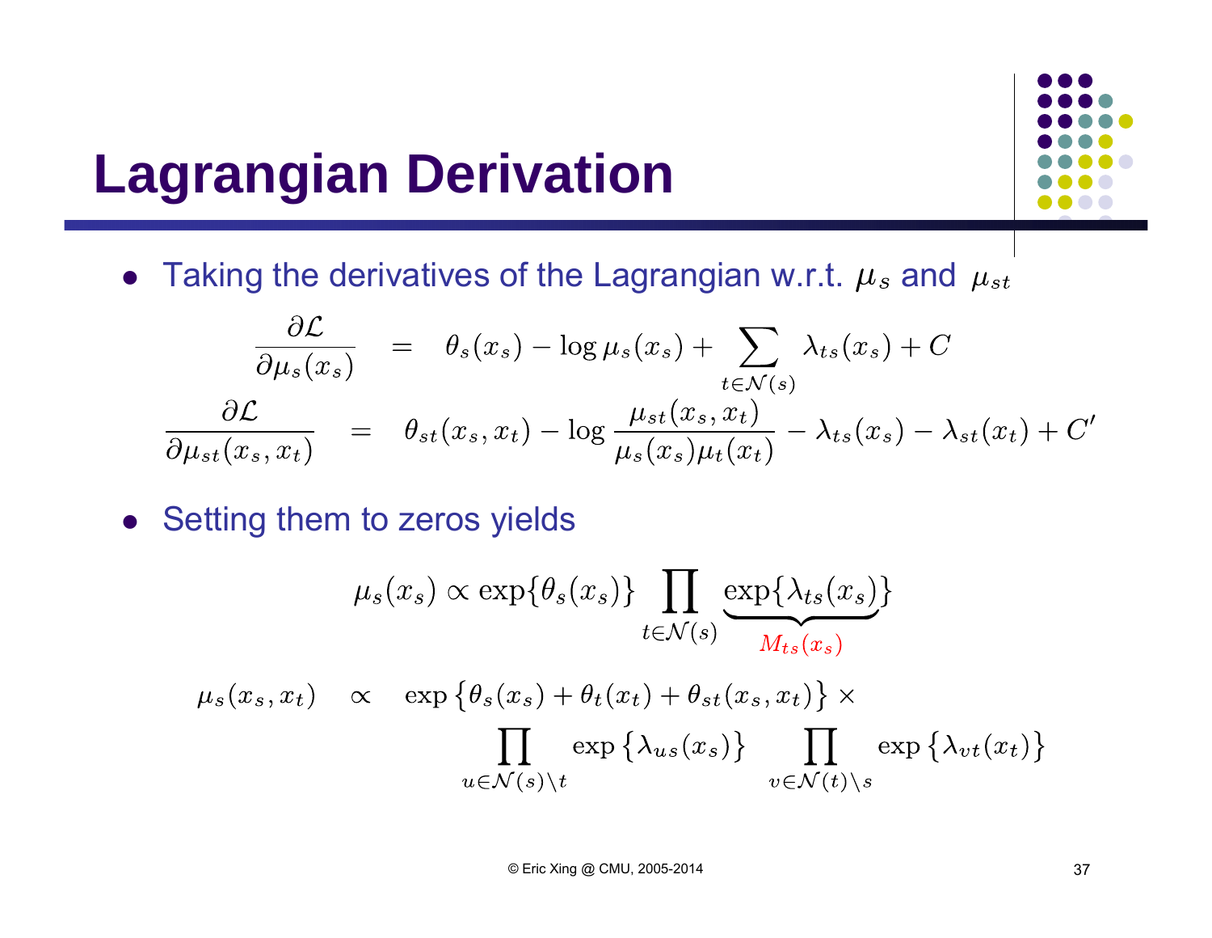# Lagrangian Derivation

- Taking the derivatives of the Lagrangian w.r.t. $\mu_s$ and $\mu_{st}$

$$
\begin{aligned}
\frac{\partial \mathcal{L}}{\partial \mu_s(x_s)} &= \theta_s(x_s) - \log \mu_s(x_s) + \sum_{t \in \mathcal{N}(s)} \lambda_{ts}(x_s) + C \\
\frac{\partial \mathcal{L}}{\partial \mu_{st}(x_s, x_t)} &= \theta_{st}(x_s, x_t) - \log \frac{\mu_{st}(x_s, x_t)}{\mu_s(x_s)\mu_t(x_t)} - \lambda_{ts}(x_s) - \lambda_{st}(x_t) + C'
\end{aligned}
$$

- Setting them to zeros yields

$$
\mu_s(x_s) \propto \exp\{\theta_s(x_s)\} \prod_{t \in \mathcal{N}(s)} \underbrace{\exp\{\lambda_{ts}(x_s)\}}_{M_{ts}(x_s)}
$$

$$
\begin{aligned}
\mu_s(x_s, x_t) \quad \propto \quad & \exp\left\{\theta_s(x_s) + \theta_t(x_t) + \theta_{st}(x_s, x_t)\right\} \times \\
& \prod_{u \in \mathcal{N}(s) \setminus t} \exp\left\{\lambda_{us}(x_s)\right\} \prod_{v \in \mathcal{N}(t) \setminus s} \exp\left\{\lambda_{vt}(x_t)\right\}
\end{aligned}
$$

© Eric Xing @ CMU, 2005-2014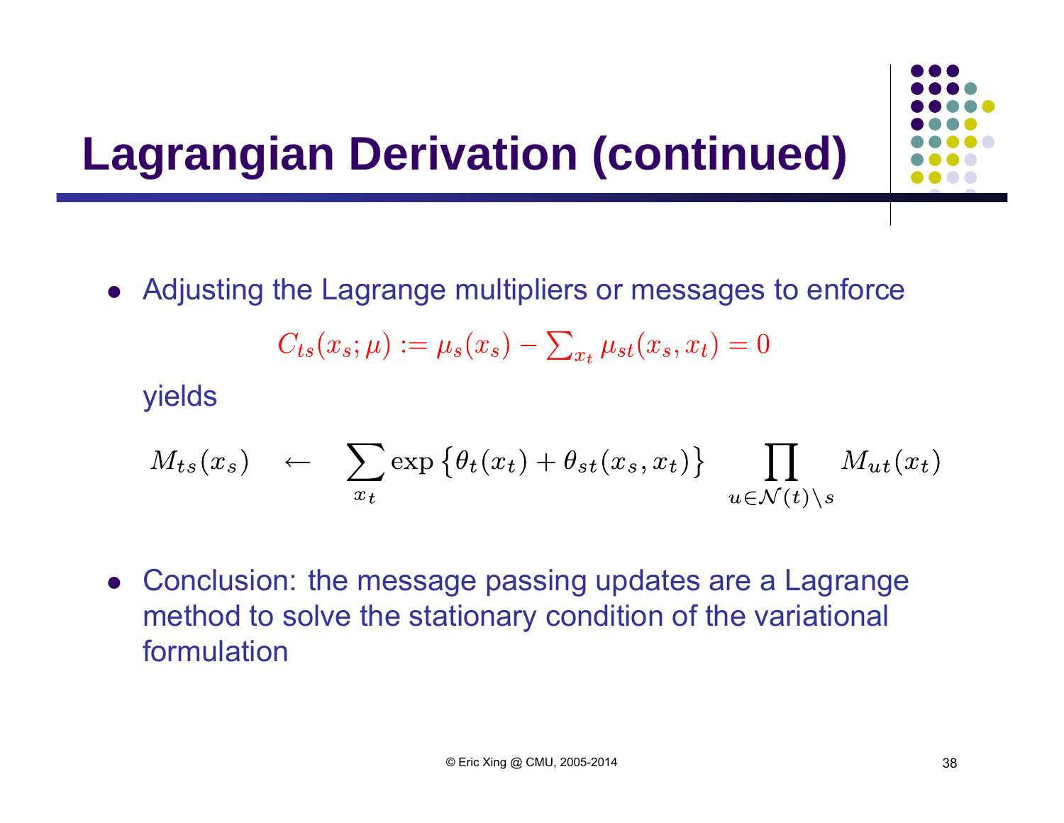# Lagrangian Derivation (continued)

- Adjusting the Lagrange multipliers or messages to enforce

$$C_{ts}(x_s; \mu) := \mu_s(x_s) - \sum_{x_t} \mu_{st}(x_s, x_t) = 0$$

  yields

$$M_{ts}(x_s) \quad \leftarrow \quad \sum_{x_t} \exp\left\{\theta_t(x_t) + \theta_{st}(x_s, x_t)\right\} \prod_{u \in \mathcal{N}(t) \backslash s} M_{ut}(x_t)$$

- Conclusion: the message passing updates are a Lagrange method to solve the stationary condition of the variational formulation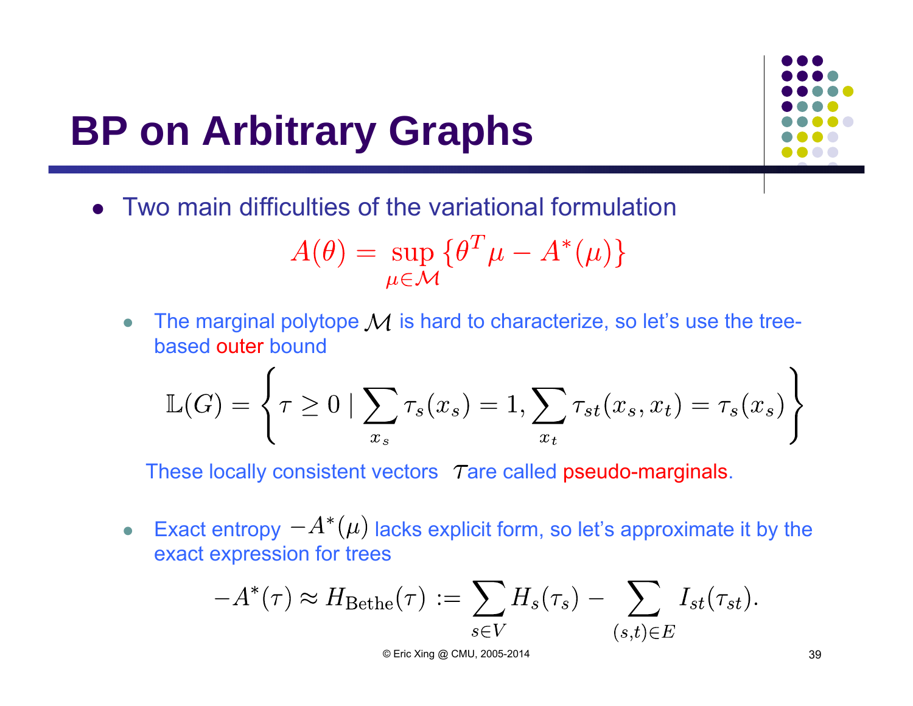# BP on Arbitrary Graphs

- Two main difficulties of the variational formulation

$$A(\theta) = \sup_{\mu \in \mathcal{M}} \{\theta^T \mu - A^*(\mu)\}$$

  - The marginal polytope $\mathcal{M}$ is hard to characterize, so let's use the tree-based outer bound

$$\mathbb{L}(G) = \left\{ \tau \geq 0 \mid \sum_{x_s} \tau_s(x_s) = 1, \sum_{x_t} \tau_{st}(x_s, x_t) = \tau_s(x_s) \right\}$$

    These locally consistent vectors $\tau$ are called pseudo-marginals.

  - Exact entropy $-A^*(\mu)$ lacks explicit form, so let's approximate it by the exact expression for trees

$$-A^*(\tau) \approx H_{\text{Bethe}}(\tau) := \sum_{s \in V} H_s(\tau_s) - \sum_{(s,t) \in E} I_{st}(\tau_{st}).$$

© Eric Xing @ CMU, 2005-2014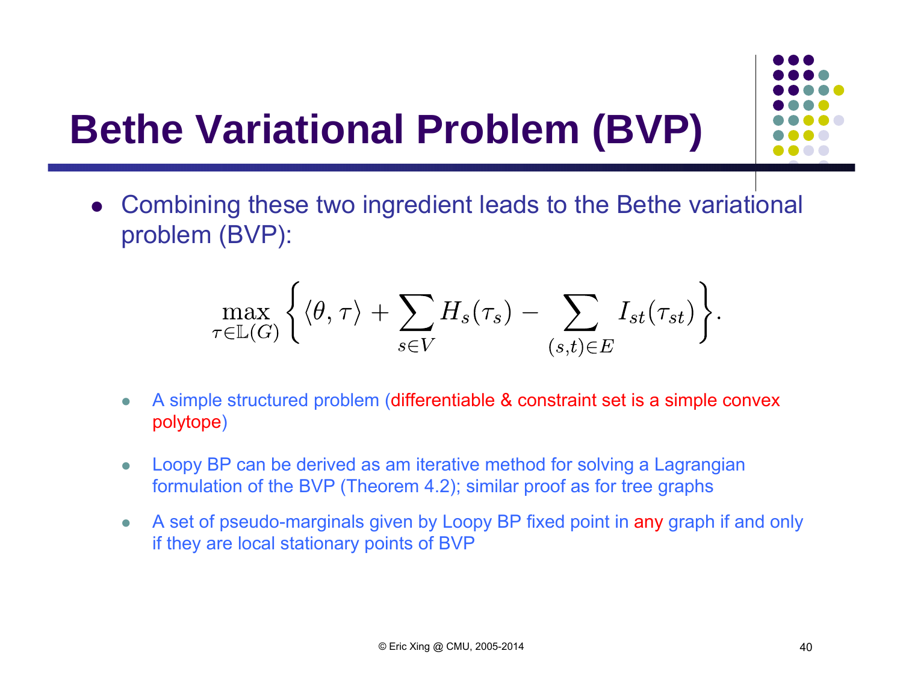# Bethe Variational Problem (BVP)

- Combining these two ingredient leads to the Bethe variational problem (BVP):

$$\max_{\tau \in \mathbb{L}(G)} \left\{ \langle \theta, \tau \rangle + \sum_{s \in V} H_s(\tau_s) - \sum_{(s,t) \in E} I_{st}(\tau_{st}) \right\}.$$

  - A simple structured problem (differentiable & constraint set is a simple convex polytope)
  - Loopy BP can be derived as am iterative method for solving a Lagrangian formulation of the BVP (Theorem 4.2); similar proof as for tree graphs
  - A set of pseudo-marginals given by Loopy BP fixed point in any graph if and only if they are local stationary points of BVP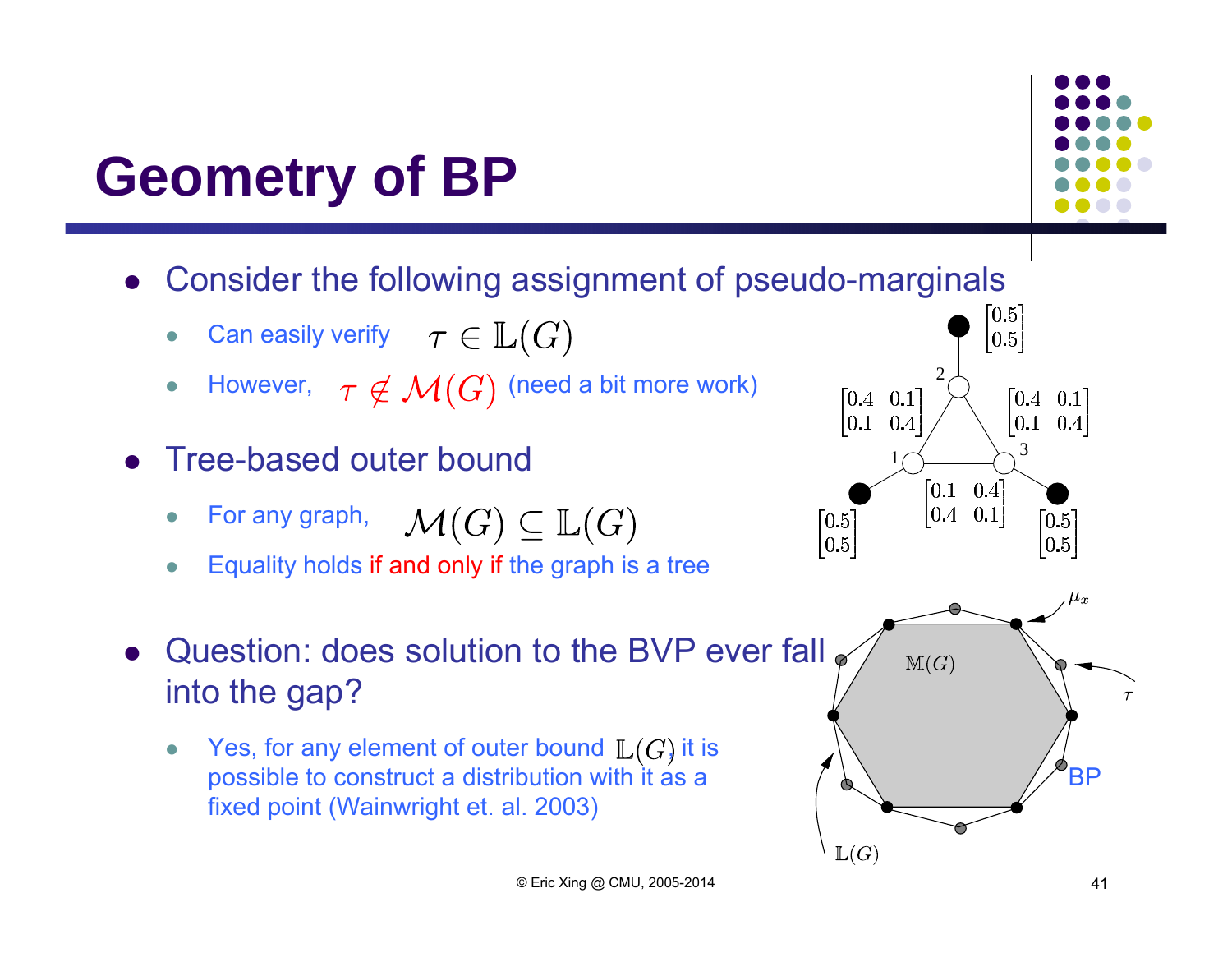# Geometry of BP

- Consider the following assignment of pseudo-marginals
  - Can easily verify $\tau \in \mathbb{L}(G)$
  - However, $\tau \notin \mathcal{M}(G)$ (need a bit more work)
- Tree-based outer bound
  - For any graph, $\mathcal{M}(G) \subseteq \mathbb{L}(G)$
  - Equality holds if and only if the graph is a tree
- Question: does solution to the BVP ever fall into the gap?
  - Yes, for any element of outer bound $\mathbb{L}(G)$, it is possible to construct a distribution with it as a fixed point (Wainwright et. al. 2003)

© Eric Xing @ CMU, 2005-2014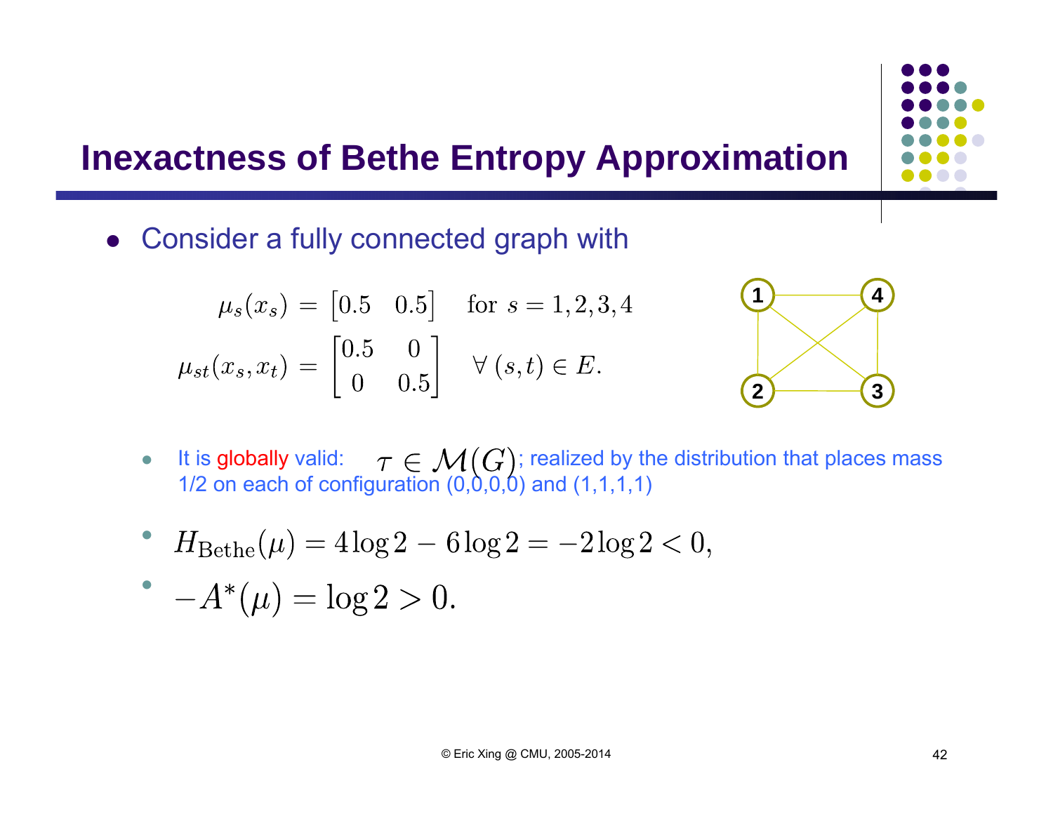# Inexactness of Bethe Entropy Approximation

- Consider a fully connected graph with

$$\mu_s(x_s) = \begin{bmatrix} 0.5 & 0.5 \end{bmatrix} \quad \text{for } s = 1, 2, 3, 4$$

$$\mu_{st}(x_s, x_t) = \begin{bmatrix} 0.5 & 0 \\ 0 & 0.5 \end{bmatrix} \quad \forall\, (s,t) \in E.$$

- It is globally valid: $\tau \in \mathcal{M}(G)$; realized by the distribution that places mass 1/2 on each of configuration (0,0,0,0) and (1,1,1,1)
- $H_{\text{Bethe}}(\mu) = 4 \log 2 - 6 \log 2 = -2 \log 2 < 0,$
- $-A^*(\mu) = \log 2 > 0.$

© Eric Xing @ CMU, 2005-2014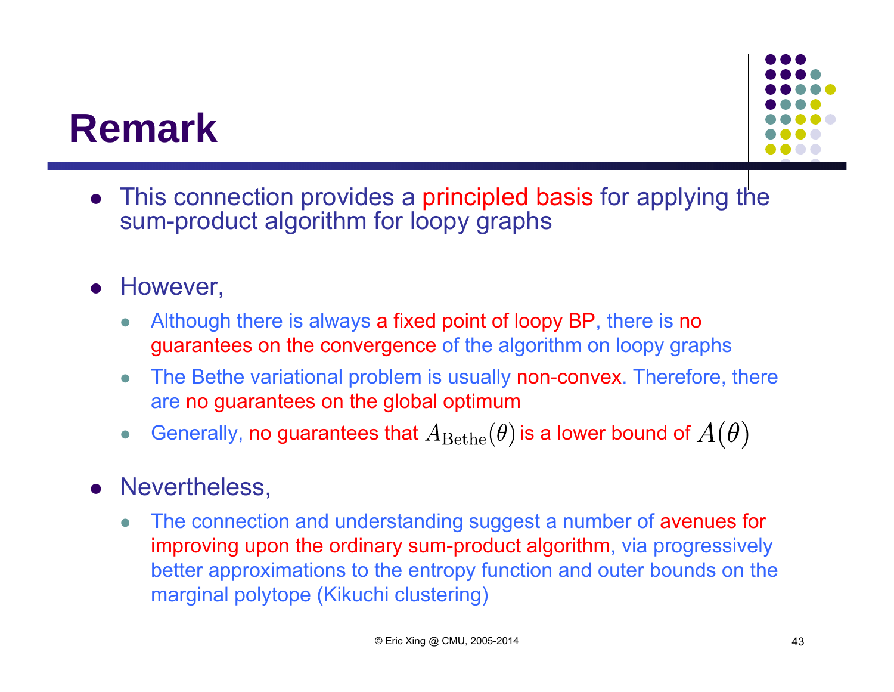# Remark

- This connection provides a principled basis for applying the sum-product algorithm for loopy graphs

- However,
  - Although there is always a fixed point of loopy BP, there is no guarantees on the convergence of the algorithm on loopy graphs
  - The Bethe variational problem is usually non-convex. Therefore, there are no guarantees on the global optimum
  - Generally, no guarantees that $A_{\mathrm{Bethe}}(\theta)$ is a lower bound of $A(\theta)$

- Nevertheless,
  - The connection and understanding suggest a number of avenues for improving upon the ordinary sum-product algorithm, via progressively better approximations to the entropy function and outer bounds on the marginal polytope (Kikuchi clustering)

© Eric Xing @ CMU, 2005-2014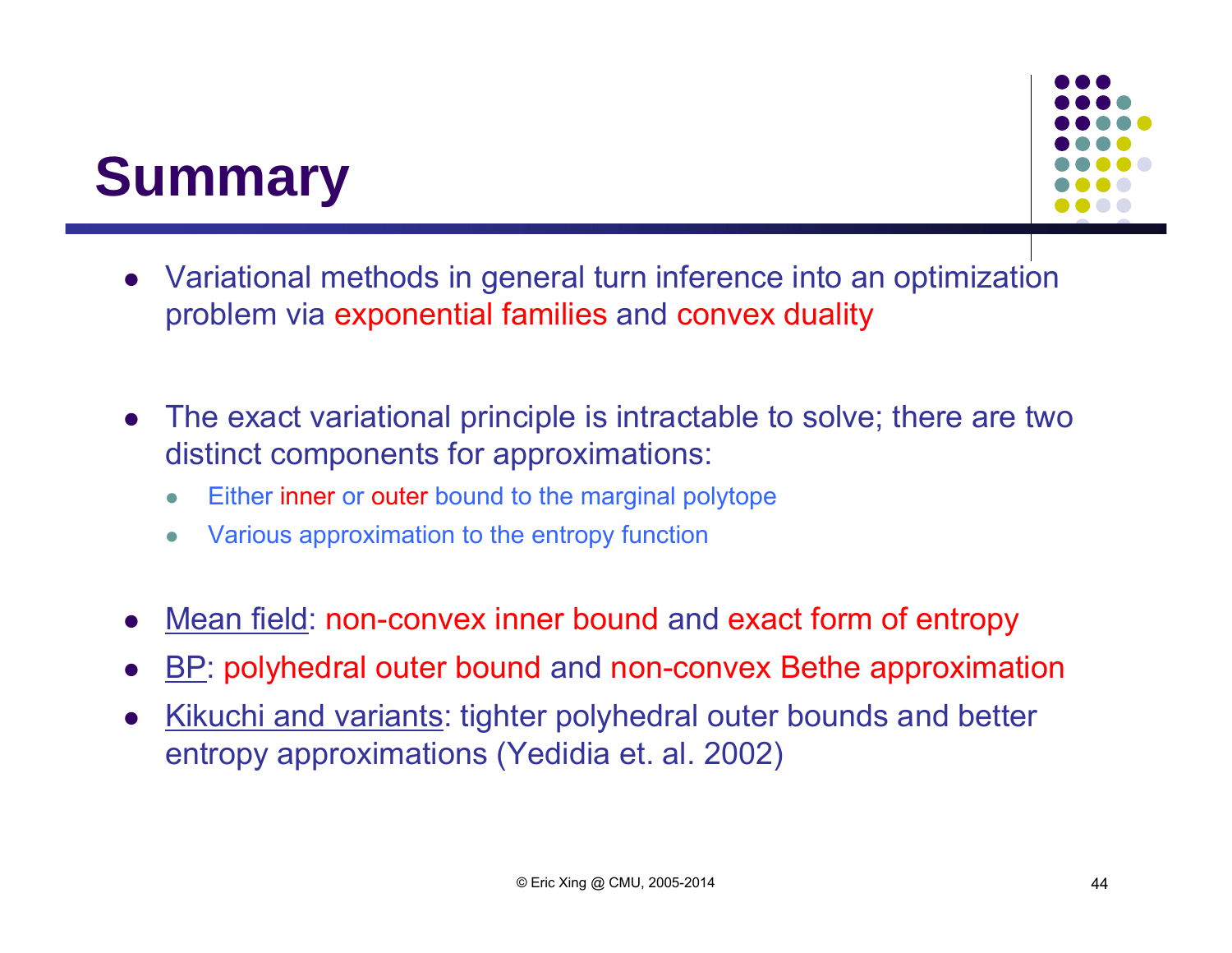# Summary

- Variational methods in general turn inference into an optimization problem via exponential families and convex duality

- The exact variational principle is intractable to solve; there are two distinct components for approximations:
  - Either inner or outer bound to the marginal polytope
  - Various approximation to the entropy function

- Mean field: non-convex inner bound and exact form of entropy
- BP: polyhedral outer bound and non-convex Bethe approximation
- Kikuchi and variants: tighter polyhedral outer bounds and better entropy approximations (Yedidia et. al. 2002)